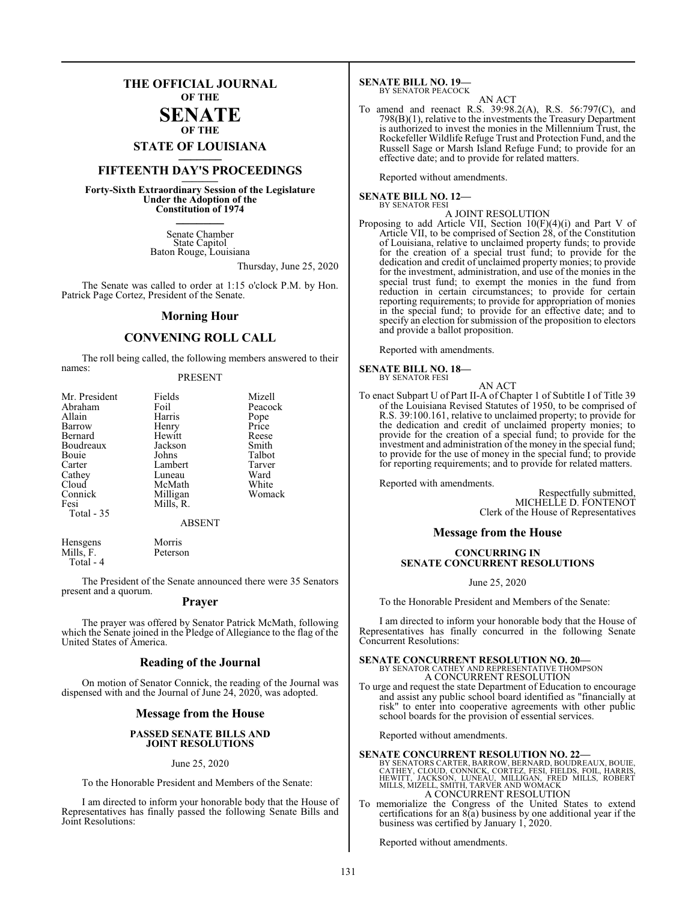# THE OFFICIAL JOURNAL OF THE SENATE OF THE STATE OF LOUISIANA

## FIFTEENTH DAY'S PROCEEDINGS

**Forty-Sixth Extraordinary Session of the Legislature Under the Adoption of the Constitution of 1974**

Senate Chamber
State Capitol
Baton Rouge, Louisiana

Thursday, June 25, 2020

The Senate was called to order at 1:15 o'clock P.M. by Hon. Patrick Page Cortez, President of the Senate.

## Morning Hour

## CONVENING ROLL CALL

The roll being called, the following members answered to their names:

PRESENT

| | | |
|---|---|---|
| Mr. President | Fields | Mizell |
| Abraham | Foil | Peacock |
| Allain | Harris | Pope |
| Barrow | Henry | Price |
| Bernard | Hewitt | Reese |
| Boudreaux | Jackson | Smith |
| Bouie | Johns | Talbot |
| Carter | Lambert | Tarver |
| Cathey | Luneau | Ward |
| Cloud | McMath | White |
| Connick | Milligan | Womack |
| Fesi | Mills, R. | |

Total - 35

ABSENT

| | |
|---|---|
| Hensgens | Morris |
| Mills, F. | Peterson |

Total - 4

The President of the Senate announced there were 35 Senators present and a quorum.

## Prayer

The prayer was offered by Senator Patrick McMath, following which the Senate joined in the Pledge of Allegiance to the flag of the United States of America.

## Reading of the Journal

On motion of Senator Connick, the reading of the Journal was dispensed with and the Journal of June 24, 2020, was adopted.

## Message from the House

### PASSED SENATE BILLS AND JOINT RESOLUTIONS

June 25, 2020

To the Honorable President and Members of the Senate:

I am directed to inform your honorable body that the House of Representatives has finally passed the following Senate Bills and Joint Resolutions:

**SENATE BILL NO. 19—**
BY SENATOR PEACOCK
AN ACT

To amend and reenact R.S. 39:98.2(A), R.S. 56:797(C), and 798(B)(1), relative to the investments the Treasury Department is authorized to invest the monies in the Millennium Trust, the Rockefeller Wildlife Refuge Trust and Protection Fund, and the Russell Sage or Marsh Island Refuge Fund; to provide for an effective date; and to provide for related matters.

Reported without amendments.

**SENATE BILL NO. 12—**
BY SENATOR FESI
A JOINT RESOLUTION

Proposing to add Article VII, Section 10(F)(4)(i) and Part V of Article VII, to be comprised of Section 28, of the Constitution of Louisiana, relative to unclaimed property funds; to provide for the creation of a special trust fund; to provide for the dedication and credit of unclaimed property monies; to provide for the investment, administration, and use of the monies in the special trust fund; to exempt the monies in the fund from reduction in certain circumstances; to provide for certain reporting requirements; to provide for appropriation of monies in the special fund; to provide for an effective date; and to specify an election for submission of the proposition to electors and provide a ballot proposition.

Reported with amendments.

**SENATE BILL NO. 18—**
BY SENATOR FESI
AN ACT

To enact Subpart U of Part II-A of Chapter 1 of Subtitle I of Title 39 of the Louisiana Revised Statutes of 1950, to be comprised of R.S. 39:100.161, relative to unclaimed property; to provide for the dedication and credit of unclaimed property monies; to provide for the creation of a special fund; to provide for the investment and administration of the money in the special fund; to provide for the use of money in the special fund; to provide for reporting requirements; and to provide for related matters.

Reported with amendments.

Respectfully submitted,
MICHELLE D. FONTENOT
Clerk of the House of Representatives

## Message from the House

### CONCURRING IN SENATE CONCURRENT RESOLUTIONS

June 25, 2020

To the Honorable President and Members of the Senate:

I am directed to inform your honorable body that the House of Representatives has finally concurred in the following Senate Concurrent Resolutions:

**SENATE CONCURRENT RESOLUTION NO. 20—**
BY SENATOR CATHEY AND REPRESENTATIVE THOMPSON
A CONCURRENT RESOLUTION

To urge and request the state Department of Education to encourage and assist any public school board identified as "financially at risk" to enter into cooperative agreements with other public school boards for the provision of essential services.

Reported without amendments.

**SENATE CONCURRENT RESOLUTION NO. 22—**
BY SENATORS CARTER, BARROW, BERNARD, BOUDREAUX, BOUIE, CATHEY, CLOUD, CONNICK, CORTEZ, FESI, FIELDS, FOIL, HARRIS, HEWITT, JACKSON, LUNEAU, MILLIGAN, FRED MILLS, ROBERT MILLS, MIZELL, SMITH, TARVER AND WOMACK
A CONCURRENT RESOLUTION

To memorialize the Congress of the United States to extend certifications for an 8(a) business by one additional year if the business was certified by January 1, 2020.

Reported without amendments.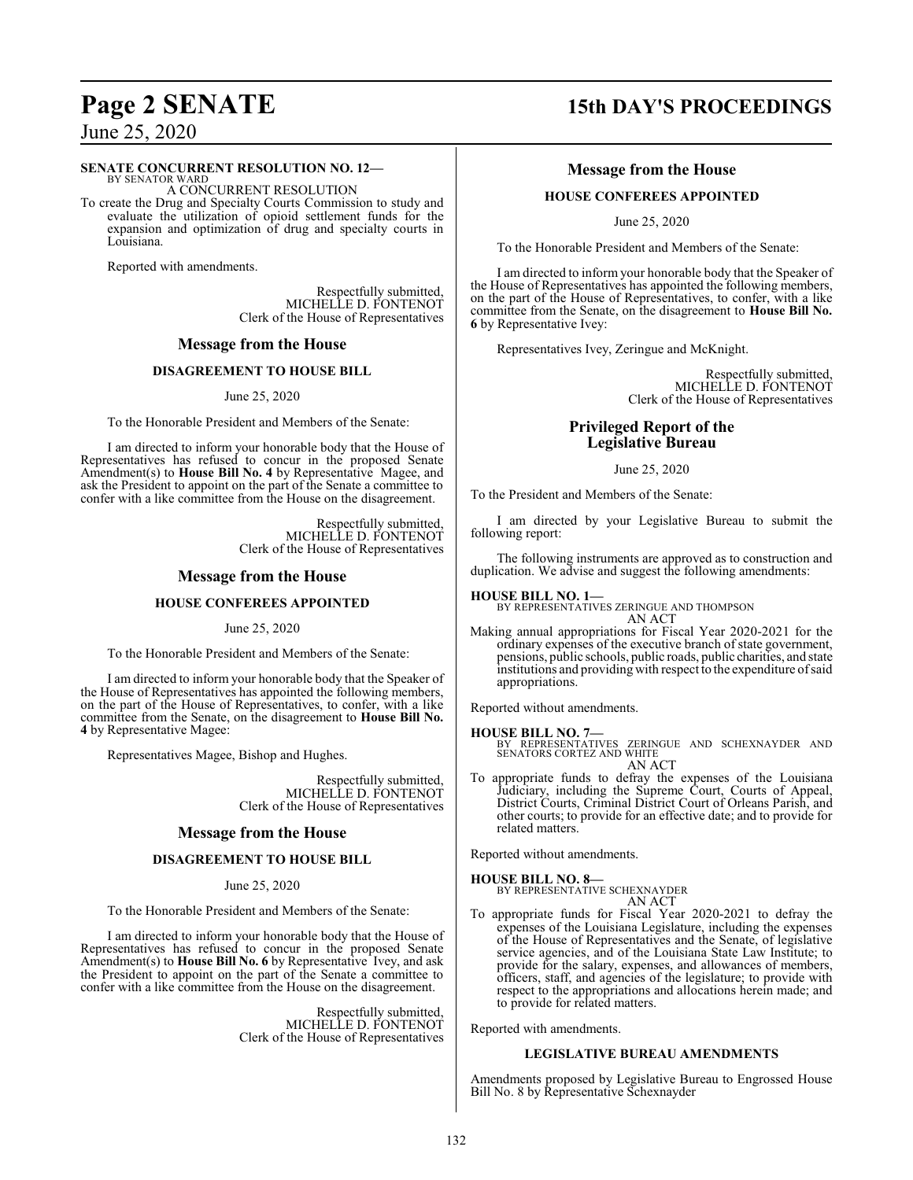**SENATE CONCURRENT RESOLUTION NO. 12—**
BY SENATOR WARD
A CONCURRENT RESOLUTION

To create the Drug and Specialty Courts Commission to study and evaluate the utilization of opioid settlement funds for the expansion and optimization of drug and specialty courts in Louisiana.

Reported with amendments.

Respectfully submitted,
MICHELLE D. FONTENOT
Clerk of the House of Representatives

## Message from the House

### DISAGREEMENT TO HOUSE BILL

June 25, 2020

To the Honorable President and Members of the Senate:

I am directed to inform your honorable body that the House of Representatives has refused to concur in the proposed Senate Amendment(s) to **House Bill No. 4** by Representative Magee, and ask the President to appoint on the part of the Senate a committee to confer with a like committee from the House on the disagreement.

Respectfully submitted,
MICHELLE D. FONTENOT
Clerk of the House of Representatives

## Message from the House

### HOUSE CONFEREES APPOINTED

June 25, 2020

To the Honorable President and Members of the Senate:

I am directed to inform your honorable body that the Speaker of the House of Representatives has appointed the following members, on the part of the House of Representatives, to confer, with a like committee from the Senate, on the disagreement to **House Bill No. 4** by Representative Magee:

Representatives Magee, Bishop and Hughes.

Respectfully submitted,
MICHELLE D. FONTENOT
Clerk of the House of Representatives

## Message from the House

### DISAGREEMENT TO HOUSE BILL

June 25, 2020

To the Honorable President and Members of the Senate:

I am directed to inform your honorable body that the House of Representatives has refused to concur in the proposed Senate Amendment(s) to **House Bill No. 6** by Representative Ivey, and ask the President to appoint on the part of the Senate a committee to confer with a like committee from the House on the disagreement.

Respectfully submitted,
MICHELLE D. FONTENOT
Clerk of the House of Representatives

## Message from the House

### HOUSE CONFEREES APPOINTED

June 25, 2020

To the Honorable President and Members of the Senate:

I am directed to inform your honorable body that the Speaker of the House of Representatives has appointed the following members, on the part of the House of Representatives, to confer, with a like committee from the Senate, on the disagreement to **House Bill No. 6** by Representative Ivey:

Representatives Ivey, Zeringue and McKnight.

Respectfully submitted,
MICHELLE D. FONTENOT
Clerk of the House of Representatives

## Privileged Report of the Legislative Bureau

June 25, 2020

To the President and Members of the Senate:

I am directed by your Legislative Bureau to submit the following report:

The following instruments are approved as to construction and duplication. We advise and suggest the following amendments:

**HOUSE BILL NO. 1—**
BY REPRESENTATIVES ZERINGUE AND THOMPSON
AN ACT

Making annual appropriations for Fiscal Year 2020-2021 for the ordinary expenses of the executive branch of state government, pensions, public schools, public roads, public charities, and state institutions and providing with respect to the expenditure of said appropriations.

Reported without amendments.

**HOUSE BILL NO. 7—**
BY REPRESENTATIVES ZERINGUE AND SCHEXNAYDER AND SENATORS CORTEZ AND WHITE
AN ACT

To appropriate funds to defray the expenses of the Louisiana Judiciary, including the Supreme Court, Courts of Appeal, District Courts, Criminal District Court of Orleans Parish, and other courts; to provide for an effective date; and to provide for related matters.

Reported without amendments.

**HOUSE BILL NO. 8—**
BY REPRESENTATIVE SCHEXNAYDER
AN ACT

To appropriate funds for Fiscal Year 2020-2021 to defray the expenses of the Louisiana Legislature, including the expenses of the House of Representatives and the Senate, of legislative service agencies, and of the Louisiana State Law Institute; to provide for the salary, expenses, and allowances of members, officers, staff, and agencies of the legislature; to provide with respect to the appropriations and allocations herein made; and to provide for related matters.

Reported with amendments.

### LEGISLATIVE BUREAU AMENDMENTS

Amendments proposed by Legislative Bureau to Engrossed House Bill No. 8 by Representative Schexnayder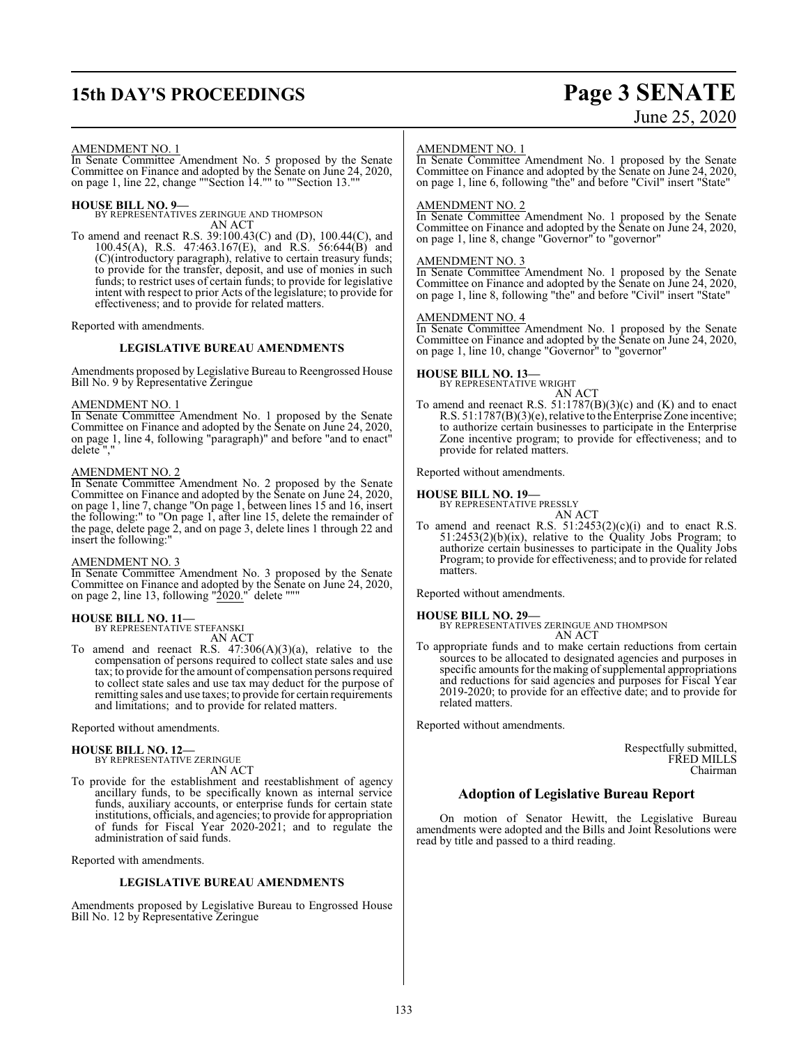AMENDMENT NO. 1

In Senate Committee Amendment No. 5 proposed by the Senate Committee on Finance and adopted by the Senate on June 24, 2020, on page 1, line 22, change ""Section 14."" to ""Section 13.""

**HOUSE BILL NO. 9—**
BY REPRESENTATIVES ZERINGUE AND THOMPSON
AN ACT

To amend and reenact R.S. 39:100.43(C) and (D), 100.44(C), and 100.45(A), R.S. 47:463.167(E), and R.S. 56:644(B) and (C)(introductory paragraph), relative to certain treasury funds; to provide for the transfer, deposit, and use of monies in such funds; to restrict uses of certain funds; to provide for legislative intent with respect to prior Acts of the legislature; to provide for effectiveness; and to provide for related matters.

Reported with amendments.

## LEGISLATIVE BUREAU AMENDMENTS

Amendments proposed by Legislative Bureau to Reengrossed House Bill No. 9 by Representative Zeringue

AMENDMENT NO. 1

In Senate Committee Amendment No. 1 proposed by the Senate Committee on Finance and adopted by the Senate on June 24, 2020, on page 1, line 4, following "paragraph)" and before "and to enact" delete ","

AMENDMENT NO. 2

In Senate Committee Amendment No. 2 proposed by the Senate Committee on Finance and adopted by the Senate on June 24, 2020, on page 1, line 7, change "On page 1, between lines 15 and 16, insert the following:" to "On page 1, after line 15, delete the remainder of the page, delete page 2, and on page 3, delete lines 1 through 22 and insert the following:"

AMENDMENT NO. 3

In Senate Committee Amendment No. 3 proposed by the Senate Committee on Finance and adopted by the Senate on June 24, 2020, on page 2, line 13, following "2020." delete """

**HOUSE BILL NO. 11—**
BY REPRESENTATIVE STEFANSKI
AN ACT

To amend and reenact R.S. 47:306(A)(3)(a), relative to the compensation of persons required to collect state sales and use tax; to provide for the amount of compensation persons required to collect state sales and use tax may deduct for the purpose of remitting sales and use taxes; to provide for certain requirements and limitations; and to provide for related matters.

Reported without amendments.

**HOUSE BILL NO. 12—**
BY REPRESENTATIVE ZERINGUE
AN ACT

To provide for the establishment and reestablishment of agency ancillary funds, to be specifically known as internal service funds, auxiliary accounts, or enterprise funds for certain state institutions, officials, and agencies; to provide for appropriation of funds for Fiscal Year 2020-2021; and to regulate the administration of said funds.

Reported with amendments.

## LEGISLATIVE BUREAU AMENDMENTS

Amendments proposed by Legislative Bureau to Engrossed House Bill No. 12 by Representative Zeringue

AMENDMENT NO. 1

In Senate Committee Amendment No. 1 proposed by the Senate Committee on Finance and adopted by the Senate on June 24, 2020, on page 1, line 6, following "the" and before "Civil" insert "State"

AMENDMENT NO. 2

In Senate Committee Amendment No. 1 proposed by the Senate Committee on Finance and adopted by the Senate on June 24, 2020, on page 1, line 8, change "Governor" to "governor"

AMENDMENT NO. 3

In Senate Committee Amendment No. 1 proposed by the Senate Committee on Finance and adopted by the Senate on June 24, 2020, on page 1, line 8, following "the" and before "Civil" insert "State"

AMENDMENT NO. 4

In Senate Committee Amendment No. 1 proposed by the Senate Committee on Finance and adopted by the Senate on June 24, 2020, on page 1, line 10, change "Governor" to "governor"

**HOUSE BILL NO. 13—**
BY REPRESENTATIVE WRIGHT
AN ACT

To amend and reenact R.S. 51:1787(B)(3)(c) and (K) and to enact R.S. 51:1787(B)(3)(e), relative to the Enterprise Zone incentive; to authorize certain businesses to participate in the Enterprise Zone incentive program; to provide for effectiveness; and to provide for related matters.

Reported without amendments.

**HOUSE BILL NO. 19—**
BY REPRESENTATIVE PRESSLY
AN ACT

To amend and reenact R.S. 51:2453(2)(c)(i) and to enact R.S. 51:2453(2)(b)(ix), relative to the Quality Jobs Program; to authorize certain businesses to participate in the Quality Jobs Program; to provide for effectiveness; and to provide for related matters.

Reported without amendments.

**HOUSE BILL NO. 29—**
BY REPRESENTATIVES ZERINGUE AND THOMPSON
AN ACT

To appropriate funds and to make certain reductions from certain sources to be allocated to designated agencies and purposes in specific amounts for the making of supplemental appropriations and reductions for said agencies and purposes for Fiscal Year 2019-2020; to provide for an effective date; and to provide for related matters.

Reported without amendments.

Respectfully submitted,
FRED MILLS
Chairman

## Adoption of Legislative Bureau Report

On motion of Senator Hewitt, the Legislative Bureau amendments were adopted and the Bills and Joint Resolutions were read by title and passed to a third reading.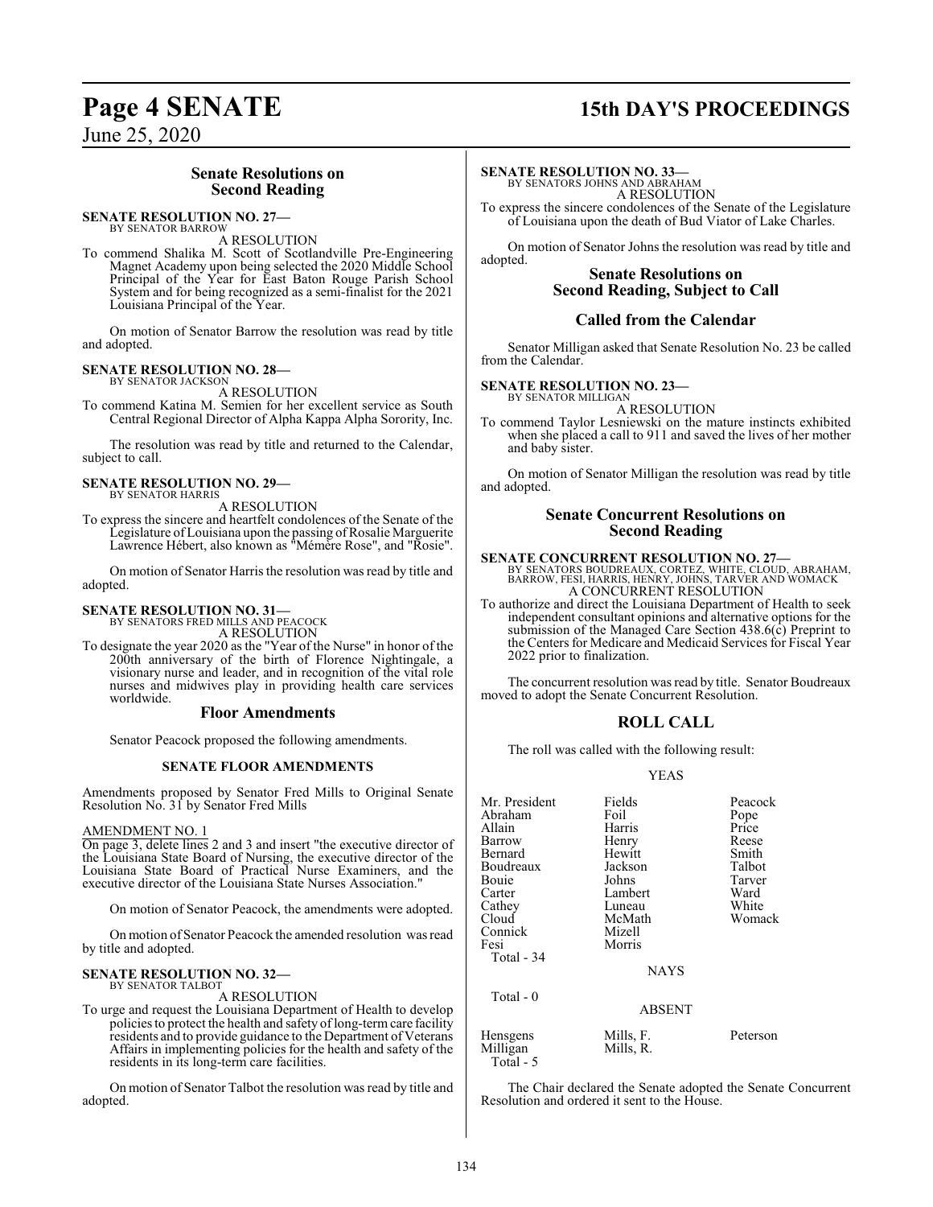## Senate Resolutions on Second Reading

**SENATE RESOLUTION NO. 27—**
BY SENATOR BARROW

A RESOLUTION

To commend Shalika M. Scott of Scotlandville Pre-Engineering Magnet Academy upon being selected the 2020 Middle School Principal of the Year for East Baton Rouge Parish School System and for being recognized as a semi-finalist for the 2021 Louisiana Principal of the Year.

On motion of Senator Barrow the resolution was read by title and adopted.

**SENATE RESOLUTION NO. 28—**
BY SENATOR JACKSON

A RESOLUTION

To commend Katina M. Semien for her excellent service as South Central Regional Director of Alpha Kappa Alpha Sorority, Inc.

The resolution was read by title and returned to the Calendar, subject to call.

**SENATE RESOLUTION NO. 29—**
BY SENATOR HARRIS

A RESOLUTION

To express the sincere and heartfelt condolences of the Senate of the Legislature of Louisiana upon the passing of Rosalie Marguerite Lawrence Hébert, also known as "Mémère Rose", and "Rosie".

On motion of Senator Harris the resolution was read by title and adopted.

**SENATE RESOLUTION NO. 31—**
BY SENATORS FRED MILLS AND PEACOCK

A RESOLUTION

To designate the year 2020 as the "Year of the Nurse" in honor of the 200th anniversary of the birth of Florence Nightingale, a visionary nurse and leader, and in recognition of the vital role nurses and midwives play in providing health care services worldwide.

## Floor Amendments

Senator Peacock proposed the following amendments.

### SENATE FLOOR AMENDMENTS

Amendments proposed by Senator Fred Mills to Original Senate Resolution No. 31 by Senator Fred Mills

AMENDMENT NO. 1

On page 3, delete lines 2 and 3 and insert "the executive director of the Louisiana State Board of Nursing, the executive director of the Louisiana State Board of Practical Nurse Examiners, and the executive director of the Louisiana State Nurses Association."

On motion of Senator Peacock, the amendments were adopted.

On motion of Senator Peacock the amended resolution was read by title and adopted.

**SENATE RESOLUTION NO. 32—**
BY SENATOR TALBOT

A RESOLUTION

To urge and request the Louisiana Department of Health to develop policies to protect the health and safety of long-term care facility residents and to provide guidance to the Department of Veterans Affairs in implementing policies for the health and safety of the residents in its long-term care facilities.

On motion of Senator Talbot the resolution was read by title and adopted.

**SENATE RESOLUTION NO. 33—**
BY SENATORS JOHNS AND ABRAHAM

A RESOLUTION

To express the sincere condolences of the Senate of the Legislature of Louisiana upon the death of Bud Viator of Lake Charles.

On motion of Senator Johns the resolution was read by title and adopted.

## Senate Resolutions on Second Reading, Subject to Call

## Called from the Calendar

Senator Milligan asked that Senate Resolution No. 23 be called from the Calendar.

**SENATE RESOLUTION NO. 23—**
BY SENATOR MILLIGAN

A RESOLUTION

To commend Taylor Lesniewski on the mature instincts exhibited when she placed a call to 911 and saved the lives of her mother and baby sister.

On motion of Senator Milligan the resolution was read by title and adopted.

## Senate Concurrent Resolutions on Second Reading

**SENATE CONCURRENT RESOLUTION NO. 27—**
BY SENATORS BOUDREAUX, CORTEZ, WHITE, CLOUD, ABRAHAM, BARROW, FESI, HARRIS, HENRY, JOHNS, TARVER AND WOMACK

A CONCURRENT RESOLUTION

To authorize and direct the Louisiana Department of Health to seek independent consultant opinions and alternative options for the submission of the Managed Care Section 438.6(c) Preprint to the Centers for Medicare and Medicaid Services for Fiscal Year 2022 prior to finalization.

The concurrent resolution was read by title. Senator Boudreaux moved to adopt the Senate Concurrent Resolution.

## ROLL CALL

The roll was called with the following result:

YEAS

| | | |
|---|---|---|
| Mr. President | Fields | Peacock |
| Abraham | Foil | Pope |
| Allain | Harris | Price |
| Barrow | Henry | Reese |
| Bernard | Hewitt | Smith |
| Boudreaux | Jackson | Talbot |
| Bouie | Johns | Tarver |
| Carter | Lambert | Ward |
| Cathey | Luneau | White |
| Cloud | McMath | Womack |
| Connick | Mizell | |
| Fesi | Morris | |

Total - 34

NAYS

Total - 0

ABSENT

| | | |
|---|---|---|
| Hensgens | Mills, F. | Peterson |
| Milligan | Mills, R. | |

Total - 5

The Chair declared the Senate adopted the Senate Concurrent Resolution and ordered it sent to the House.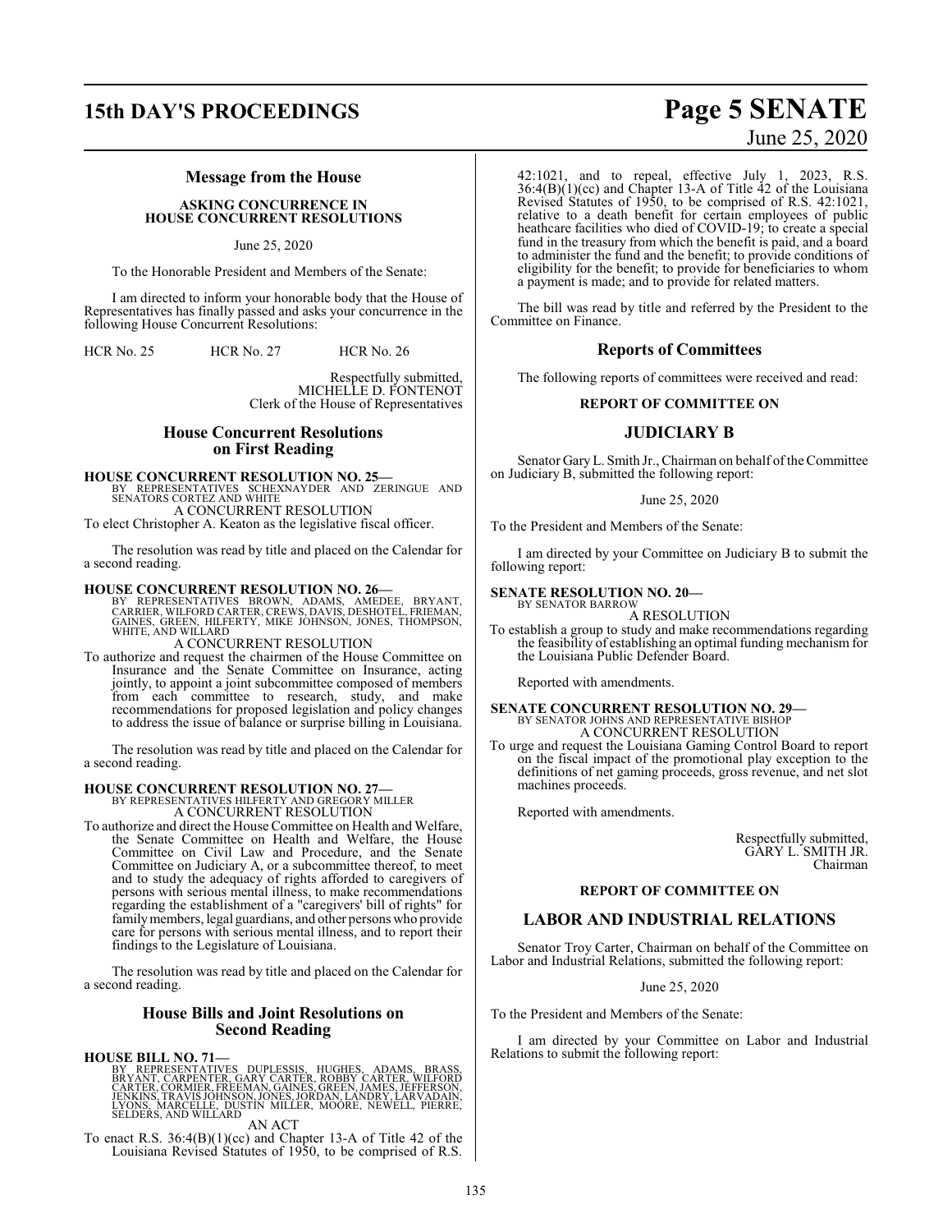## Message from the House

**ASKING CONCURRENCE IN HOUSE CONCURRENT RESOLUTIONS**

June 25, 2020

To the Honorable President and Members of the Senate:

I am directed to inform your honorable body that the House of Representatives has finally passed and asks your concurrence in the following House Concurrent Resolutions:

HCR No. 25 HCR No. 27 HCR No. 26

Respectfully submitted,
MICHELLE D. FONTENOT
Clerk of the House of Representatives

## House Concurrent Resolutions on First Reading

**HOUSE CONCURRENT RESOLUTION NO. 25—**
BY REPRESENTATIVES SCHEXNAYDER AND ZERINGUE AND SENATORS CORTEZ AND WHITE
A CONCURRENT RESOLUTION
To elect Christopher A. Keaton as the legislative fiscal officer.

The resolution was read by title and placed on the Calendar for a second reading.

**HOUSE CONCURRENT RESOLUTION NO. 26—**
BY REPRESENTATIVES BROWN, ADAMS, AMEDEE, BRYANT, CARRIER, WILFORD CARTER, CREWS, DAVIS, DESHOTEL, FRIEMAN, GAINES, GREEN, HILFERTY, MIKE JOHNSON, JONES, THOMPSON, WHITE, AND WILLARD
A CONCURRENT RESOLUTION
To authorize and request the chairmen of the House Committee on Insurance and the Senate Committee on Insurance, acting jointly, to appoint a joint subcommittee composed of members from each committee to research, study, and make recommendations for proposed legislation and policy changes to address the issue of balance or surprise billing in Louisiana.

The resolution was read by title and placed on the Calendar for a second reading.

**HOUSE CONCURRENT RESOLUTION NO. 27—**
BY REPRESENTATIVES HILFERTY AND GREGORY MILLER
A CONCURRENT RESOLUTION
To authorize and direct the House Committee on Health and Welfare, the Senate Committee on Health and Welfare, the House Committee on Civil Law and Procedure, and the Senate Committee on Judiciary A, or a subcommittee thereof, to meet and to study the adequacy of rights afforded to caregivers of persons with serious mental illness, to make recommendations regarding the establishment of a "caregivers' bill of rights" for family members, legal guardians, and other persons who provide care for persons with serious mental illness, and to report their findings to the Legislature of Louisiana.

The resolution was read by title and placed on the Calendar for a second reading.

## House Bills and Joint Resolutions on Second Reading

**HOUSE BILL NO. 71—**
BY REPRESENTATIVES DUPLESSIS, HUGHES, ADAMS, BRASS, BRYANT, CARPENTER, GARY CARTER, ROBBY CARTER, WILFORD CARTER, CORMIER, FREEMAN, GAINES, GREEN, JAMES, JEFFERSON, JENKINS, TRAVIS JOHNSON, JONES, JORDAN, LANDRY, LARVADAIN, LYONS, MARCELLE, DUSTIN MILLER, MOORE, NEWELL, PIERRE, SELDERS, AND WILLARD
AN ACT
To enact R.S. 36:4(B)(1)(cc) and Chapter 13-A of Title 42 of the Louisiana Revised Statutes of 1950, to be comprised of R.S. 42:1021, and to repeal, effective July 1, 2023, R.S. 36:4(B)(1)(cc) and Chapter 13-A of Title 42 of the Louisiana Revised Statutes of 1950, to be comprised of R.S. 42:1021, relative to a death benefit for certain employees of public heathcare facilities who died of COVID-19; to create a special fund in the treasury from which the benefit is paid, and a board to administer the fund and the benefit; to provide conditions of eligibility for the benefit; to provide for beneficiaries to whom a payment is made; and to provide for related matters.

The bill was read by title and referred by the President to the Committee on Finance.

## Reports of Committees

The following reports of committees were received and read:

**REPORT OF COMMITTEE ON**

### JUDICIARY B

Senator Gary L. Smith Jr., Chairman on behalf of the Committee on Judiciary B, submitted the following report:

June 25, 2020

To the President and Members of the Senate:

I am directed by your Committee on Judiciary B to submit the following report:

**SENATE RESOLUTION NO. 20—**
BY SENATOR BARROW
A RESOLUTION
To establish a group to study and make recommendations regarding the feasibility of establishing an optimal funding mechanism for the Louisiana Public Defender Board.

Reported with amendments.

**SENATE CONCURRENT RESOLUTION NO. 29—**
BY SENATOR JOHNS AND REPRESENTATIVE BISHOP
A CONCURRENT RESOLUTION
To urge and request the Louisiana Gaming Control Board to report on the fiscal impact of the promotional play exception to the definitions of net gaming proceeds, gross revenue, and net slot machines proceeds.

Reported with amendments.

Respectfully submitted,
GARY L. SMITH JR.
Chairman

**REPORT OF COMMITTEE ON**

### LABOR AND INDUSTRIAL RELATIONS

Senator Troy Carter, Chairman on behalf of the Committee on Labor and Industrial Relations, submitted the following report:

June 25, 2020

To the President and Members of the Senate:

I am directed by your Committee on Labor and Industrial Relations to submit the following report: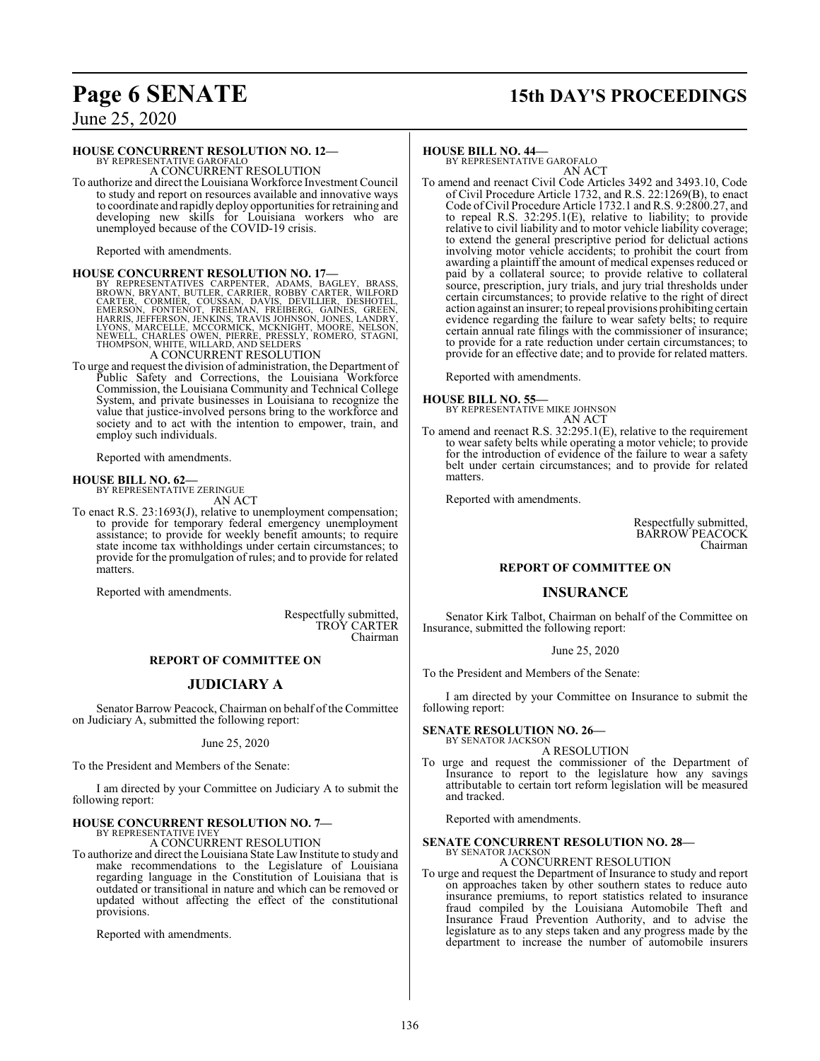**HOUSE CONCURRENT RESOLUTION NO. 12—**
BY REPRESENTATIVE GAROFALO

A CONCURRENT RESOLUTION

To authorize and direct the Louisiana Workforce Investment Council to study and report on resources available and innovative ways to coordinate and rapidly deploy opportunities for retraining and developing new skills for Louisiana workers who are unemployed because of the COVID-19 crisis.

Reported with amendments.

**HOUSE CONCURRENT RESOLUTION NO. 17—**
BY REPRESENTATIVES CARPENTER, ADAMS, BAGLEY, BRASS, BROWN, BRYANT, BUTLER, CARRIER, ROBBY CARTER, WILFORD CARTER, CORMIER, COUSSAN, DAVIS, DEVILLIER, DESHOTEL, EMERSON, FONTENOT, FREEMAN, FREIBERG, GAINES, GREEN, HARRIS, JEFFERSON, JENKINS, TRAVIS JOHNSON, JONES, LANDRY, LYONS, MARCELLE, MCCORMICK, MCKNIGHT, MOORE, NELSON, NEWELL, CHARLES OWEN, PIERRE, PRESSLY, ROMERO, STAGNI, THOMPSON, WHITE, WILLARD, AND SELDERS

A CONCURRENT RESOLUTION

To urge and request the division of administration, the Department of Public Safety and Corrections, the Louisiana Workforce Commission, the Louisiana Community and Technical College System, and private businesses in Louisiana to recognize the value that justice-involved persons bring to the workforce and society and to act with the intention to empower, train, and employ such individuals.

Reported with amendments.

**HOUSE BILL NO. 62—**
BY REPRESENTATIVE ZERINGUE

AN ACT

To enact R.S. 23:1693(J), relative to unemployment compensation; to provide for temporary federal emergency unemployment assistance; to provide for weekly benefit amounts; to require state income tax withholdings under certain circumstances; to provide for the promulgation of rules; and to provide for related matters.

Reported with amendments.

Respectfully submitted,
TROY CARTER
Chairman

## REPORT OF COMMITTEE ON

## JUDICIARY A

Senator Barrow Peacock, Chairman on behalf of the Committee on Judiciary A, submitted the following report:

June 25, 2020

To the President and Members of the Senate:

I am directed by your Committee on Judiciary A to submit the following report:

**HOUSE CONCURRENT RESOLUTION NO. 7—**
BY REPRESENTATIVE IVEY

A CONCURRENT RESOLUTION

To authorize and direct the Louisiana State Law Institute to study and make recommendations to the Legislature of Louisiana regarding language in the Constitution of Louisiana that is outdated or transitional in nature and which can be removed or updated without affecting the effect of the constitutional provisions.

Reported with amendments.

**HOUSE BILL NO. 44—**
BY REPRESENTATIVE GAROFALO

AN ACT

To amend and reenact Civil Code Articles 3492 and 3493.10, Code of Civil Procedure Article 1732, and R.S. 22:1269(B), to enact Code of Civil Procedure Article 1732.1 and R.S. 9:2800.27, and to repeal R.S. 32:295.1(E), relative to liability; to provide relative to civil liability and to motor vehicle liability coverage; to extend the general prescriptive period for delictual actions involving motor vehicle accidents; to prohibit the court from awarding a plaintiff the amount of medical expenses reduced or paid by a collateral source; to provide relative to collateral source, prescription, jury trials, and jury trial thresholds under certain circumstances; to provide relative to the right of direct action against an insurer; to repeal provisions prohibiting certain evidence regarding the failure to wear safety belts; to require certain annual rate filings with the commissioner of insurance; to provide for a rate reduction under certain circumstances; to provide for an effective date; and to provide for related matters.

Reported with amendments.

**HOUSE BILL NO. 55—**
BY REPRESENTATIVE MIKE JOHNSON

AN ACT

To amend and reenact R.S. 32:295.1(E), relative to the requirement to wear safety belts while operating a motor vehicle; to provide for the introduction of evidence of the failure to wear a safety belt under certain circumstances; and to provide for related matters.

Reported with amendments.

Respectfully submitted,
BARROW PEACOCK
Chairman

## REPORT OF COMMITTEE ON

## INSURANCE

Senator Kirk Talbot, Chairman on behalf of the Committee on Insurance, submitted the following report:

June 25, 2020

To the President and Members of the Senate:

I am directed by your Committee on Insurance to submit the following report:

**SENATE RESOLUTION NO. 26—**
BY SENATOR JACKSON

A RESOLUTION

To urge and request the commissioner of the Department of Insurance to report to the legislature how any savings attributable to certain tort reform legislation will be measured and tracked.

Reported with amendments.

**SENATE CONCURRENT RESOLUTION NO. 28—**
BY SENATOR JACKSON

A CONCURRENT RESOLUTION

To urge and request the Department of Insurance to study and report on approaches taken by other southern states to reduce auto insurance premiums, to report statistics related to insurance fraud compiled by the Louisiana Automobile Theft and Insurance Fraud Prevention Authority, and to advise the legislature as to any steps taken and any progress made by the department to increase the number of automobile insurers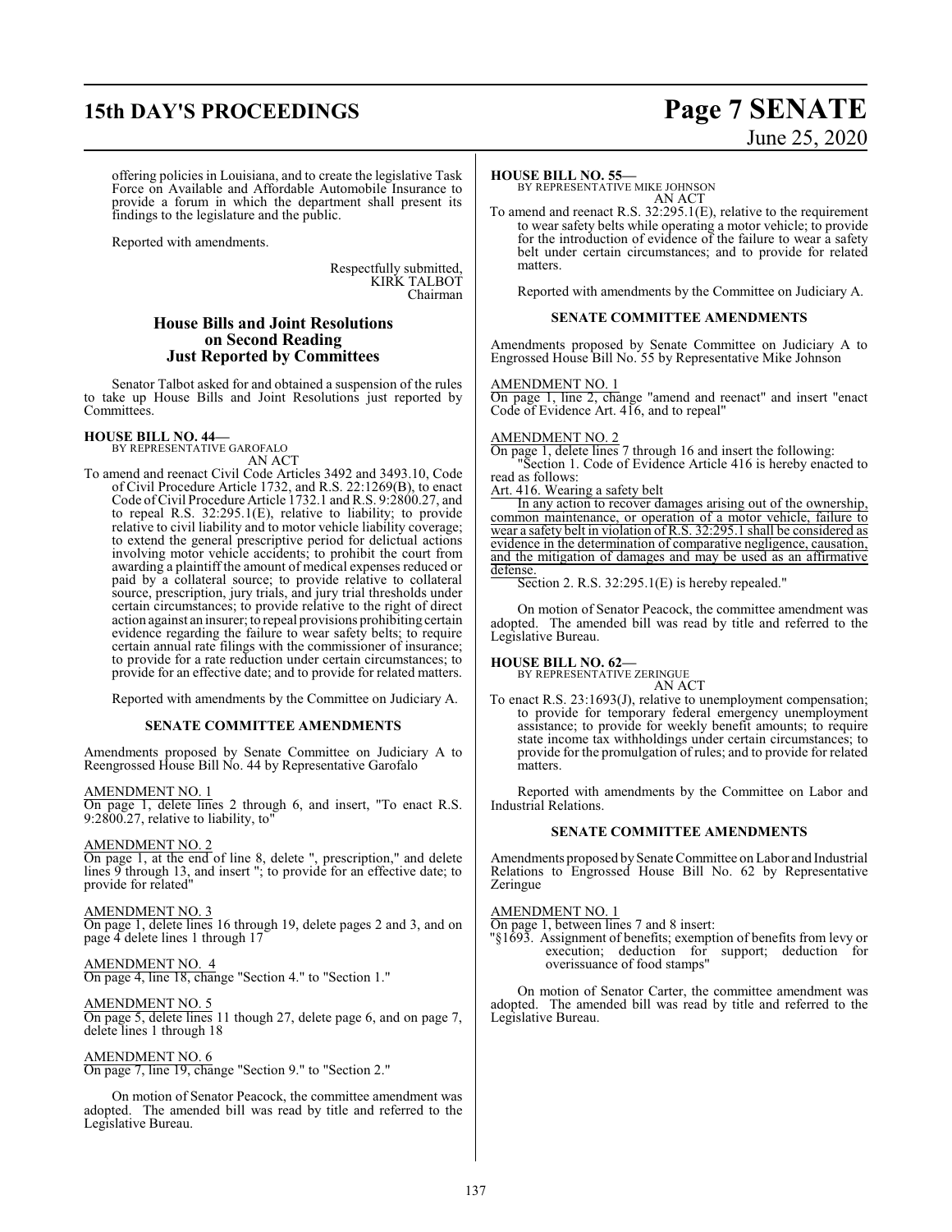offering policies in Louisiana, and to create the legislative Task Force on Available and Affordable Automobile Insurance to provide a forum in which the department shall present its findings to the legislature and the public.

Reported with amendments.

Respectfully submitted,
KIRK TALBOT
Chairman

## House Bills and Joint Resolutions on Second Reading Just Reported by Committees

Senator Talbot asked for and obtained a suspension of the rules to take up House Bills and Joint Resolutions just reported by Committees.

**HOUSE BILL NO. 44—**
BY REPRESENTATIVE GAROFALO
AN ACT

To amend and reenact Civil Code Articles 3492 and 3493.10, Code of Civil Procedure Article 1732, and R.S. 22:1269(B), to enact Code of Civil Procedure Article 1732.1 and R.S. 9:2800.27, and to repeal R.S. 32:295.1(E), relative to liability; to provide relative to civil liability and to motor vehicle liability coverage; to extend the general prescriptive period for delictual actions involving motor vehicle accidents; to prohibit the court from awarding a plaintiff the amount of medical expenses reduced or paid by a collateral source; to provide relative to collateral source, prescription, jury trials, and jury trial thresholds under certain circumstances; to provide relative to the right of direct action against an insurer; to repeal provisions prohibiting certain evidence regarding the failure to wear safety belts; to require certain annual rate filings with the commissioner of insurance; to provide for a rate reduction under certain circumstances; to provide for an effective date; and to provide for related matters.

Reported with amendments by the Committee on Judiciary A.

### SENATE COMMITTEE AMENDMENTS

Amendments proposed by Senate Committee on Judiciary A to Reengrossed House Bill No. 44 by Representative Garofalo

AMENDMENT NO. 1
On page 1, delete lines 2 through 6, and insert, "To enact R.S. 9:2800.27, relative to liability, to"

AMENDMENT NO. 2
On page 1, at the end of line 8, delete ", prescription," and delete lines 9 through 13, and insert "; to provide for an effective date; to provide for related"

AMENDMENT NO. 3
On page 1, delete lines 16 through 19, delete pages 2 and 3, and on page 4 delete lines 1 through 17

AMENDMENT NO. 4
On page 4, line 18, change "Section 4." to "Section 1."

AMENDMENT NO. 5
On page 5, delete lines 11 though 27, delete page 6, and on page 7, delete lines 1 through 18

AMENDMENT NO. 6
On page 7, line 19, change "Section 9." to "Section 2."

On motion of Senator Peacock, the committee amendment was adopted. The amended bill was read by title and referred to the Legislative Bureau.

**HOUSE BILL NO. 55—**
BY REPRESENTATIVE MIKE JOHNSON
AN ACT

To amend and reenact R.S. 32:295.1(E), relative to the requirement to wear safety belts while operating a motor vehicle; to provide for the introduction of evidence of the failure to wear a safety belt under certain circumstances; and to provide for related matters.

Reported with amendments by the Committee on Judiciary A.

### SENATE COMMITTEE AMENDMENTS

Amendments proposed by Senate Committee on Judiciary A to Engrossed House Bill No. 55 by Representative Mike Johnson

AMENDMENT NO. 1
On page 1, line 2, change "amend and reenact" and insert "enact Code of Evidence Art. 416, and to repeal"

AMENDMENT NO. 2
On page 1, delete lines 7 through 16 and insert the following:

"Section 1. Code of Evidence Article 416 is hereby enacted to read as follows:

Art. 416. Wearing a safety belt

In any action to recover damages arising out of the ownership, common maintenance, or operation of a motor vehicle, failure to wear a safety belt in violation of R.S. 32:295.1 shall be considered as evidence in the determination of comparative negligence, causation, and the mitigation of damages and may be used as an affirmative defense.

Section 2. R.S. 32:295.1(E) is hereby repealed."

On motion of Senator Peacock, the committee amendment was adopted. The amended bill was read by title and referred to the Legislative Bureau.

**HOUSE BILL NO. 62—**
BY REPRESENTATIVE ZERINGUE
AN ACT

To enact R.S. 23:1693(J), relative to unemployment compensation; to provide for temporary federal emergency unemployment assistance; to provide for weekly benefit amounts; to require state income tax withholdings under certain circumstances; to provide for the promulgation of rules; and to provide for related matters.

Reported with amendments by the Committee on Labor and Industrial Relations.

### SENATE COMMITTEE AMENDMENTS

Amendments proposed by Senate Committee on Labor and Industrial Relations to Engrossed House Bill No. 62 by Representative Zeringue

AMENDMENT NO. 1
On page 1, between lines 7 and 8 insert:

"§1693. Assignment of benefits; exemption of benefits from levy or execution; deduction for support; deduction for overissuance of food stamps"

On motion of Senator Carter, the committee amendment was adopted. The amended bill was read by title and referred to the Legislative Bureau.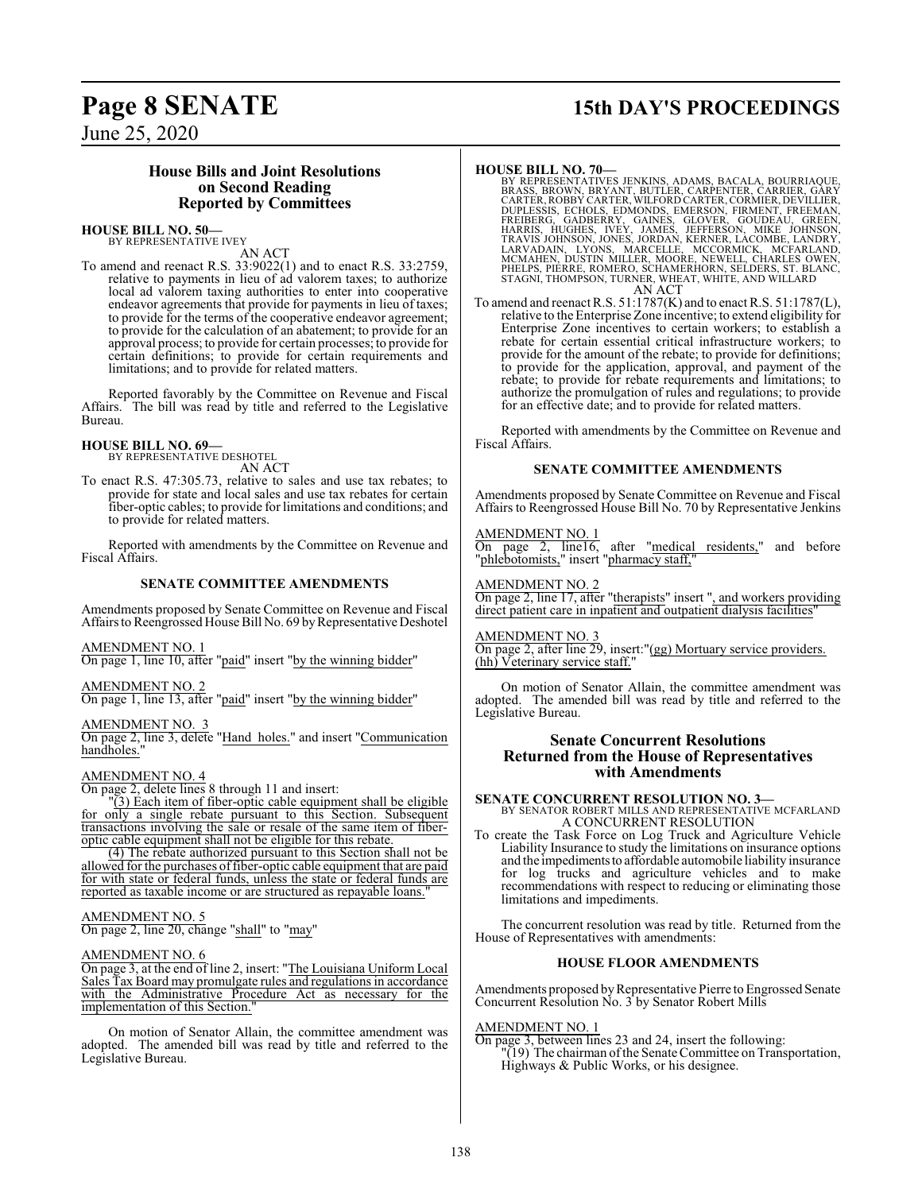## House Bills and Joint Resolutions on Second Reading Reported by Committees

**HOUSE BILL NO. 50—**
BY REPRESENTATIVE IVEY
AN ACT

To amend and reenact R.S. 33:9022(1) and to enact R.S. 33:2759, relative to payments in lieu of ad valorem taxes; to authorize local ad valorem taxing authorities to enter into cooperative endeavor agreements that provide for payments in lieu of taxes; to provide for the terms of the cooperative endeavor agreement; to provide for the calculation of an abatement; to provide for an approval process; to provide for certain processes; to provide for certain definitions; to provide for certain requirements and limitations; and to provide for related matters.

Reported favorably by the Committee on Revenue and Fiscal Affairs. The bill was read by title and referred to the Legislative Bureau.

**HOUSE BILL NO. 69—**
BY REPRESENTATIVE DESHOTEL
AN ACT

To enact R.S. 47:305.73, relative to sales and use tax rebates; to provide for state and local sales and use tax rebates for certain fiber-optic cables; to provide for limitations and conditions; and to provide for related matters.

Reported with amendments by the Committee on Revenue and Fiscal Affairs.

### SENATE COMMITTEE AMENDMENTS

Amendments proposed by Senate Committee on Revenue and Fiscal Affairs to Reengrossed House Bill No. 69 by Representative Deshotel

AMENDMENT NO. 1
On page 1, line 10, after "paid" insert "by the winning bidder"

AMENDMENT NO. 2
On page 1, line 13, after "paid" insert "by the winning bidder"

AMENDMENT NO. 3
On page 2, line 3, delete "Hand holes." and insert "Communication handholes."

AMENDMENT NO. 4
On page 2, delete lines 8 through 11 and insert:

"(3) Each item of fiber-optic cable equipment shall be eligible for only a single rebate pursuant to this Section. Subsequent transactions involving the sale or resale of the same item of fiber-optic cable equipment shall not be eligible for this rebate.

(4) The rebate authorized pursuant to this Section shall not be allowed for the purchases of fiber-optic cable equipment that are paid for with state or federal funds, unless the state or federal funds are reported as taxable income or are structured as repayable loans."

AMENDMENT NO. 5
On page 2, line 20, change "shall" to "may"

AMENDMENT NO. 6
On page 3, at the end of line 2, insert: "The Louisiana Uniform Local Sales Tax Board may promulgate rules and regulations in accordance with the Administrative Procedure Act as necessary for the implementation of this Section."

On motion of Senator Allain, the committee amendment was adopted. The amended bill was read by title and referred to the Legislative Bureau.

**HOUSE BILL NO. 70—**
BY REPRESENTATIVES JENKINS, ADAMS, BACALA, BOURRIAQUE, BRASS, BROWN, BRYANT, BUTLER, CARPENTER, CARRIER, GARY CARTER, ROBBY CARTER, WILFORD CARTER, CORMIER, DEVILLIER, DUPLESSIS, ECHOLS, EDMONDS, EMERSON, FIRMENT, FREEMAN, FREIBERG, GADBERRY, GAINES, GLOVER, GOUDEAU, GREEN, HARRIS, HUGHES, IVEY, JAMES, JEFFERSON, MIKE JOHNSON, TRAVIS JOHNSON, JONES, JORDAN, KERNER, LACOMBE, LANDRY, LARVADAIN, LYONS, MARCELLE, MCCORMICK, MCFARLAND, MCMAHEN, DUSTIN MILLER, MOORE, NEWELL, CHARLES OWEN, PHELPS, PIERRE, ROMERO, SCHAMERHORN, SELDERS, ST. BLANC, STAGNI, THOMPSON, TURNER, WHEAT, WHITE, AND WILLARD
AN ACT

To amend and reenact R.S. 51:1787(K) and to enact R.S. 51:1787(L), relative to the Enterprise Zone incentive; to extend eligibility for Enterprise Zone incentives to certain workers; to establish a rebate for certain essential critical infrastructure workers; to provide for the amount of the rebate; to provide for definitions; to provide for the application, approval, and payment of the rebate; to provide for rebate requirements and limitations; to authorize the promulgation of rules and regulations; to provide for an effective date; and to provide for related matters.

Reported with amendments by the Committee on Revenue and Fiscal Affairs.

### SENATE COMMITTEE AMENDMENTS

Amendments proposed by Senate Committee on Revenue and Fiscal Affairs to Reengrossed House Bill No. 70 by Representative Jenkins

AMENDMENT NO. 1
On page 2, line16, after "medical residents," and before "phlebotomists," insert "pharmacy staff,"

AMENDMENT NO. 2
On page 2, line 17, after "therapists" insert ", and workers providing direct patient care in inpatient and outpatient dialysis facilities"

AMENDMENT NO. 3
On page 2, after line 29, insert:"(gg) Mortuary service providers. (hh) Veterinary service staff."

On motion of Senator Allain, the committee amendment was adopted. The amended bill was read by title and referred to the Legislative Bureau.

## Senate Concurrent Resolutions Returned from the House of Representatives with Amendments

**SENATE CONCURRENT RESOLUTION NO. 3—**
BY SENATOR ROBERT MILLS AND REPRESENTATIVE MCFARLAND
A CONCURRENT RESOLUTION

To create the Task Force on Log Truck and Agriculture Vehicle Liability Insurance to study the limitations on insurance options and the impediments to affordable automobile liability insurance for log trucks and agriculture vehicles and to make recommendations with respect to reducing or eliminating those limitations and impediments.

The concurrent resolution was read by title. Returned from the House of Representatives with amendments:

### HOUSE FLOOR AMENDMENTS

Amendments proposed by Representative Pierre to Engrossed Senate Concurrent Resolution No. 3 by Senator Robert Mills

AMENDMENT NO. 1
On page 3, between lines 23 and 24, insert the following:

"(19) The chairman of the Senate Committee on Transportation, Highways & Public Works, or his designee.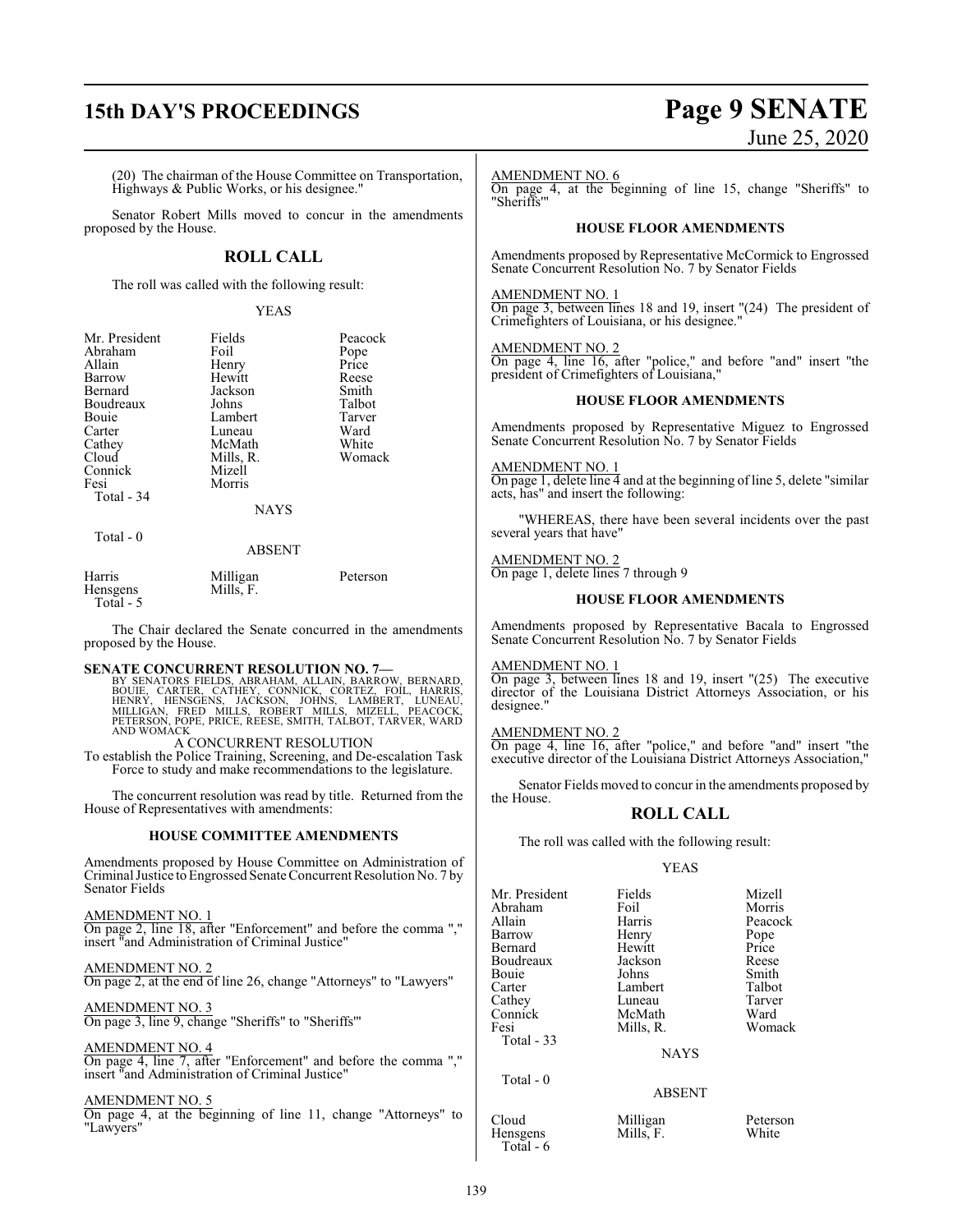(20) The chairman of the House Committee on Transportation, Highways & Public Works, or his designee."

Senator Robert Mills moved to concur in the amendments proposed by the House.

## ROLL CALL

The roll was called with the following result:

YEAS

| | | |
|---|---|---|
| Mr. President | Fields | Peacock |
| Abraham | Foil | Pope |
| Allain | Henry | Price |
| Barrow | Hewitt | Reese |
| Bernard | Jackson | Smith |
| Boudreaux | Johns | Talbot |
| Bouie | Lambert | Tarver |
| Carter | Luneau | Ward |
| Cathey | McMath | White |
| Cloud | Mills, R. | Womack |
| Connick | Mizell | |
| Fesi | Morris | |
| Total - 34 | | |

NAYS

Total - 0

ABSENT

| | | |
|---|---|---|
| Harris | Milligan | Peterson |
| Hensgens | Mills, F. | |
| Total - 5 | | |

The Chair declared the Senate concurred in the amendments proposed by the House.

**SENATE CONCURRENT RESOLUTION NO. 7—**
BY SENATORS FIELDS, ABRAHAM, ALLAIN, BARROW, BERNARD, BOUIE, CARTER, CATHEY, CONNICK, CORTEZ, FOIL, HARRIS, HENRY, HENSGENS, JACKSON, JOHNS, LAMBERT, LUNEAU, MILLIGAN, FRED MILLS, ROBERT MILLS, MIZELL, PEACOCK, PETERSON, POPE, PRICE, REESE, SMITH, TALBOT, TARVER, WARD AND WOMACK

A CONCURRENT RESOLUTION

To establish the Police Training, Screening, and De-escalation Task Force to study and make recommendations to the legislature.

The concurrent resolution was read by title. Returned from the House of Representatives with amendments:

### HOUSE COMMITTEE AMENDMENTS

Amendments proposed by House Committee on Administration of Criminal Justice to Engrossed Senate Concurrent Resolution No. 7 by Senator Fields

AMENDMENT NO. 1
On page 2, line 18, after "Enforcement" and before the comma "," insert "and Administration of Criminal Justice"

AMENDMENT NO. 2
On page 2, at the end of line 26, change "Attorneys" to "Lawyers"

AMENDMENT NO. 3
On page 3, line 9, change "Sheriffs" to "Sheriffs'"

AMENDMENT NO. 4
On page 4, line 7, after "Enforcement" and before the comma "," insert "and Administration of Criminal Justice"

AMENDMENT NO. 5
On page 4, at the beginning of line 11, change "Attorneys" to "Lawyers"

AMENDMENT NO. 6
On page 4, at the beginning of line 15, change "Sheriffs" to "Sheriffs'"

### HOUSE FLOOR AMENDMENTS

Amendments proposed by Representative McCormick to Engrossed Senate Concurrent Resolution No. 7 by Senator Fields

AMENDMENT NO. 1
On page 3, between lines 18 and 19, insert "(24) The president of Crimefighters of Louisiana, or his designee."

AMENDMENT NO. 2
On page 4, line 16, after "police," and before "and" insert "the president of Crimefighters of Louisiana,"

### HOUSE FLOOR AMENDMENTS

Amendments proposed by Representative Miguez to Engrossed Senate Concurrent Resolution No. 7 by Senator Fields

AMENDMENT NO. 1
On page 1, delete line 4 and at the beginning of line 5, delete "similar acts, has" and insert the following:

"WHEREAS, there have been several incidents over the past several years that have"

AMENDMENT NO. 2
On page 1, delete lines 7 through 9

### HOUSE FLOOR AMENDMENTS

Amendments proposed by Representative Bacala to Engrossed Senate Concurrent Resolution No. 7 by Senator Fields

AMENDMENT NO. 1
On page 3, between lines 18 and 19, insert "(25) The executive director of the Louisiana District Attorneys Association, or his designee."

AMENDMENT NO. 2
On page 4, line 16, after "police," and before "and" insert "the executive director of the Louisiana District Attorneys Association,"

Senator Fields moved to concur in the amendments proposed by the House.

## ROLL CALL

The roll was called with the following result:

YEAS

| | | |
|---|---|---|
| Mr. President | Fields | Mizell |
| Abraham | Foil | Morris |
| Allain | Harris | Peacock |
| Barrow | Henry | Pope |
| Bernard | Hewitt | Price |
| Boudreaux | Jackson | Reese |
| Bouie | Johns | Smith |
| Carter | Lambert | Talbot |
| Cathey | Luneau | Tarver |
| Connick | McMath | Ward |
| Fesi | Mills, R. | Womack |
| Total - 33 | | |

NAYS

Total - 0

ABSENT

| | | |
|---|---|---|
| Cloud | Milligan | Peterson |
| Hensgens | Mills, F. | White |
| Total - 6 | | |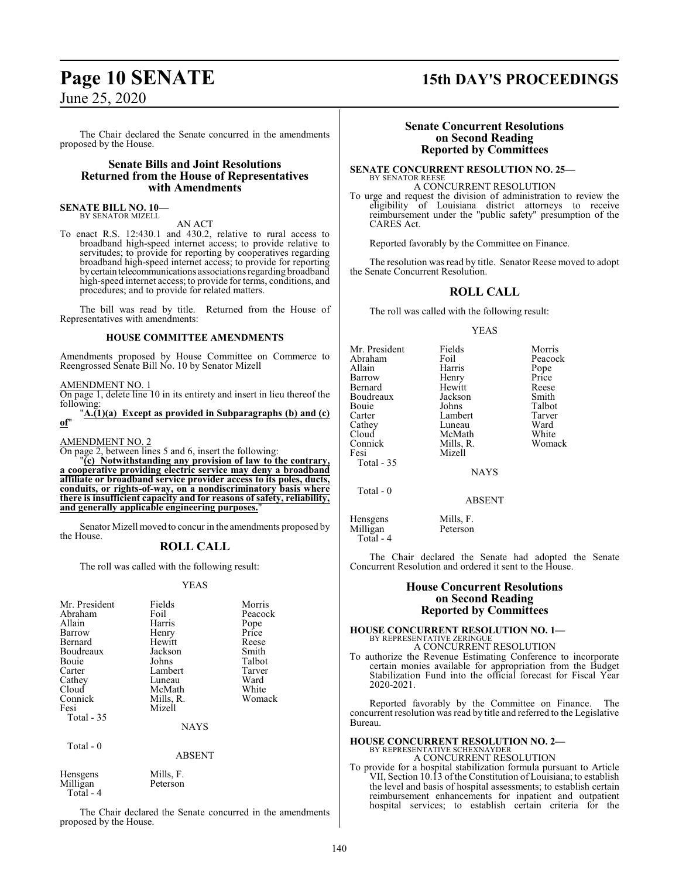The Chair declared the Senate concurred in the amendments proposed by the House.

## Senate Bills and Joint Resolutions Returned from the House of Representatives with Amendments

**SENATE BILL NO. 10—**
BY SENATOR MIZELL

AN ACT

To enact R.S. 12:430.1 and 430.2, relative to rural access to broadband high-speed internet access; to provide relative to servitudes; to provide for reporting by cooperatives regarding broadband high-speed internet access; to provide for reporting by certain telecommunications associations regarding broadband high-speed internet access; to provide for terms, conditions, and procedures; and to provide for related matters.

The bill was read by title. Returned from the House of Representatives with amendments:

### HOUSE COMMITTEE AMENDMENTS

Amendments proposed by House Committee on Commerce to Reengrossed Senate Bill No. 10 by Senator Mizell

AMENDMENT NO. 1

On page 1, delete line 10 in its entirety and insert in lieu thereof the following:

"**A.(1)(a) Except as provided in Subparagraphs (b) and (c) of**"

AMENDMENT NO. 2

On page 2, between lines 5 and 6, insert the following:

"**(c) Notwithstanding any provision of law to the contrary, a cooperative providing electric service may deny a broadband affiliate or broadband service provider access to its poles, ducts, conduits, or rights-of-way, on a nondiscriminatory basis where there is insufficient capacity and for reasons of safety, reliability, and generally applicable engineering purposes.**"

Senator Mizell moved to concur in the amendments proposed by the House.

## ROLL CALL

The roll was called with the following result:

YEAS

| | | |
|---|---|---|
| Mr. President | Fields | Morris |
| Abraham | Foil | Peacock |
| Allain | Harris | Pope |
| Barrow | Henry | Price |
| Bernard | Hewitt | Reese |
| Boudreaux | Jackson | Smith |
| Bouie | Johns | Talbot |
| Carter | Lambert | Tarver |
| Cathey | Luneau | Ward |
| Cloud | McMath | White |
| Connick | Mills, R. | Womack |
| Fesi | Mizell | |
| Total - 35 | | |

NAYS

Total - 0

ABSENT

| | |
|---|---|
| Hensgens | Mills, F. |
| Milligan | Peterson |
| Total - 4 | |

The Chair declared the Senate concurred in the amendments proposed by the House.

## Senate Concurrent Resolutions on Second Reading Reported by Committees

**SENATE CONCURRENT RESOLUTION NO. 25—**
BY SENATOR REESE

A CONCURRENT RESOLUTION

To urge and request the division of administration to review the eligibility of Louisiana district attorneys to receive reimbursement under the "public safety" presumption of the CARES Act.

Reported favorably by the Committee on Finance.

The resolution was read by title. Senator Reese moved to adopt the Senate Concurrent Resolution.

## ROLL CALL

The roll was called with the following result:

YEAS

| | | |
|---|---|---|
| Mr. President | Fields | Morris |
| Abraham | Foil | Peacock |
| Allain | Harris | Pope |
| Barrow | Henry | Price |
| Bernard | Hewitt | Reese |
| Boudreaux | Jackson | Smith |
| Bouie | Johns | Talbot |
| Carter | Lambert | Tarver |
| Cathey | Luneau | Ward |
| Cloud | McMath | White |
| Connick | Mills, R. | Womack |
| Fesi | Mizell | |
| Total - 35 | | |

NAYS

Total - 0

ABSENT

| | |
|---|---|
| Hensgens | Mills, F. |
| Milligan | Peterson |
| Total - 4 | |

The Chair declared the Senate had adopted the Senate Concurrent Resolution and ordered it sent to the House.

## House Concurrent Resolutions on Second Reading Reported by Committees

**HOUSE CONCURRENT RESOLUTION NO. 1—**
BY REPRESENTATIVE ZERINGUE

A CONCURRENT RESOLUTION

To authorize the Revenue Estimating Conference to incorporate certain monies available for appropriation from the Budget Stabilization Fund into the official forecast for Fiscal Year 2020-2021.

Reported favorably by the Committee on Finance. The concurrent resolution was read by title and referred to the Legislative Bureau.

**HOUSE CONCURRENT RESOLUTION NO. 2—**
BY REPRESENTATIVE SCHEXNAYDER

A CONCURRENT RESOLUTION

To provide for a hospital stabilization formula pursuant to Article VII, Section 10.13 of the Constitution of Louisiana; to establish the level and basis of hospital assessments; to establish certain reimbursement enhancements for inpatient and outpatient hospital services; to establish certain criteria for the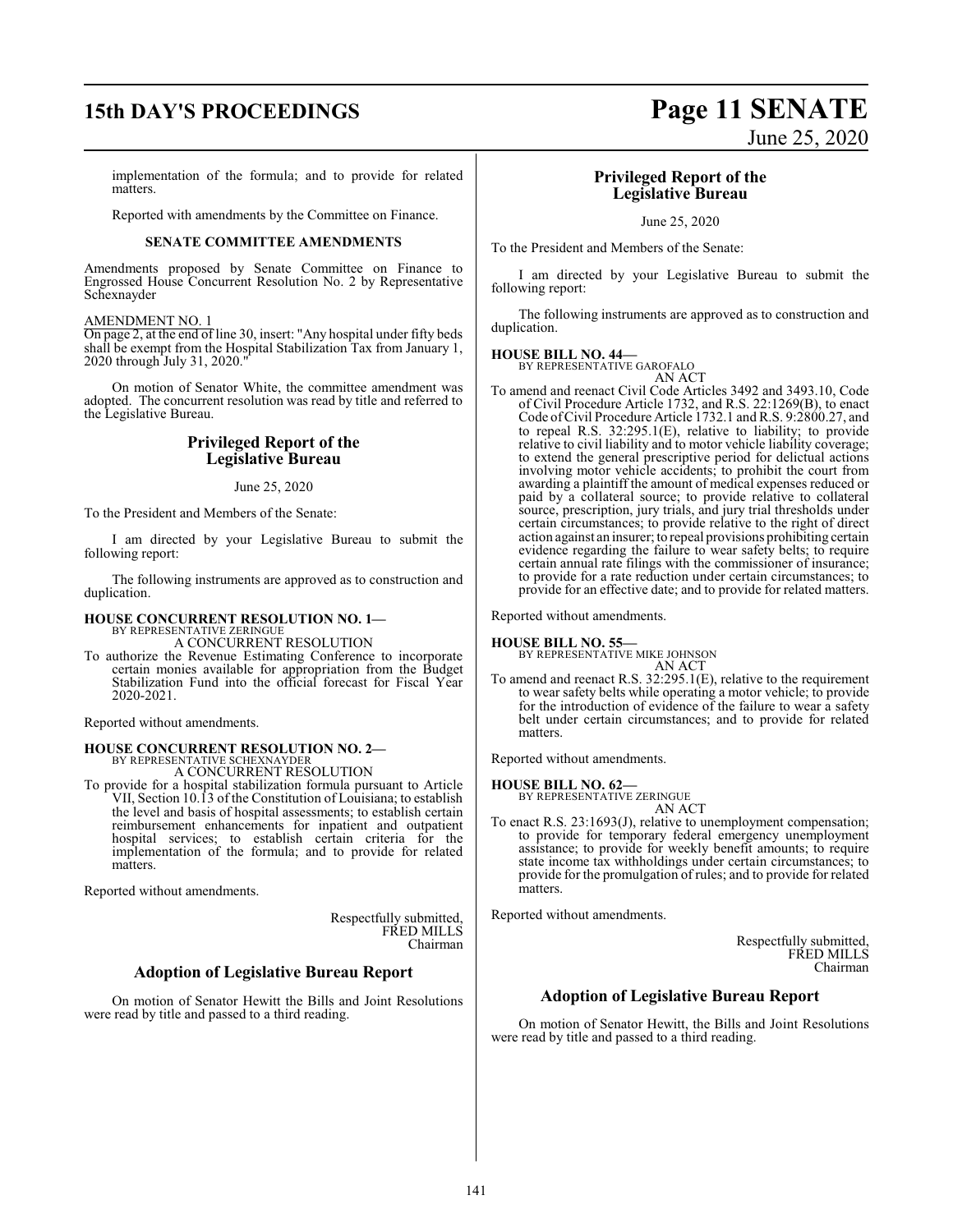implementation of the formula; and to provide for related matters.

Reported with amendments by the Committee on Finance.

**SENATE COMMITTEE AMENDMENTS**

Amendments proposed by Senate Committee on Finance to Engrossed House Concurrent Resolution No. 2 by Representative Schexnayder

AMENDMENT NO. 1

On page 2, at the end of line 30, insert: "Any hospital under fifty beds shall be exempt from the Hospital Stabilization Tax from January 1, 2020 through July 31, 2020."

On motion of Senator White, the committee amendment was adopted. The concurrent resolution was read by title and referred to the Legislative Bureau.

## Privileged Report of the Legislative Bureau

June 25, 2020

To the President and Members of the Senate:

I am directed by your Legislative Bureau to submit the following report:

The following instruments are approved as to construction and duplication.

**HOUSE CONCURRENT RESOLUTION NO. 1—**
BY REPRESENTATIVE ZERINGUE
A CONCURRENT RESOLUTION

To authorize the Revenue Estimating Conference to incorporate certain monies available for appropriation from the Budget Stabilization Fund into the official forecast for Fiscal Year 2020-2021.

Reported without amendments.

**HOUSE CONCURRENT RESOLUTION NO. 2—**
BY REPRESENTATIVE SCHEXNAYDER
A CONCURRENT RESOLUTION

To provide for a hospital stabilization formula pursuant to Article VII, Section 10.13 of the Constitution of Louisiana; to establish the level and basis of hospital assessments; to establish certain reimbursement enhancements for inpatient and outpatient hospital services; to establish certain criteria for the implementation of the formula; and to provide for related matters.

Reported without amendments.

Respectfully submitted,
FRED MILLS
Chairman

## Adoption of Legislative Bureau Report

On motion of Senator Hewitt the Bills and Joint Resolutions were read by title and passed to a third reading.

## Privileged Report of the Legislative Bureau

June 25, 2020

To the President and Members of the Senate:

I am directed by your Legislative Bureau to submit the following report:

The following instruments are approved as to construction and duplication.

**HOUSE BILL NO. 44—**
BY REPRESENTATIVE GAROFALO
AN ACT

To amend and reenact Civil Code Articles 3492 and 3493.10, Code of Civil Procedure Article 1732, and R.S. 22:1269(B), to enact Code of Civil Procedure Article 1732.1 and R.S. 9:2800.27, and to repeal R.S. 32:295.1(E), relative to liability; to provide relative to civil liability and to motor vehicle liability coverage; to extend the general prescriptive period for delictual actions involving motor vehicle accidents; to prohibit the court from awarding a plaintiff the amount of medical expenses reduced or paid by a collateral source; to provide relative to collateral source, prescription, jury trials, and jury trial thresholds under certain circumstances; to provide relative to the right of direct action against an insurer; to repeal provisions prohibiting certain evidence regarding the failure to wear safety belts; to require certain annual rate filings with the commissioner of insurance; to provide for a rate reduction under certain circumstances; to provide for an effective date; and to provide for related matters.

Reported without amendments.

**HOUSE BILL NO. 55—**
BY REPRESENTATIVE MIKE JOHNSON
AN ACT

To amend and reenact R.S. 32:295.1(E), relative to the requirement to wear safety belts while operating a motor vehicle; to provide for the introduction of evidence of the failure to wear a safety belt under certain circumstances; and to provide for related matters.

Reported without amendments.

**HOUSE BILL NO. 62—**
BY REPRESENTATIVE ZERINGUE
AN ACT

To enact R.S. 23:1693(J), relative to unemployment compensation; to provide for temporary federal emergency unemployment assistance; to provide for weekly benefit amounts; to require state income tax withholdings under certain circumstances; to provide for the promulgation of rules; and to provide for related matters.

Reported without amendments.

Respectfully submitted,
FRED MILLS
Chairman

## Adoption of Legislative Bureau Report

On motion of Senator Hewitt, the Bills and Joint Resolutions were read by title and passed to a third reading.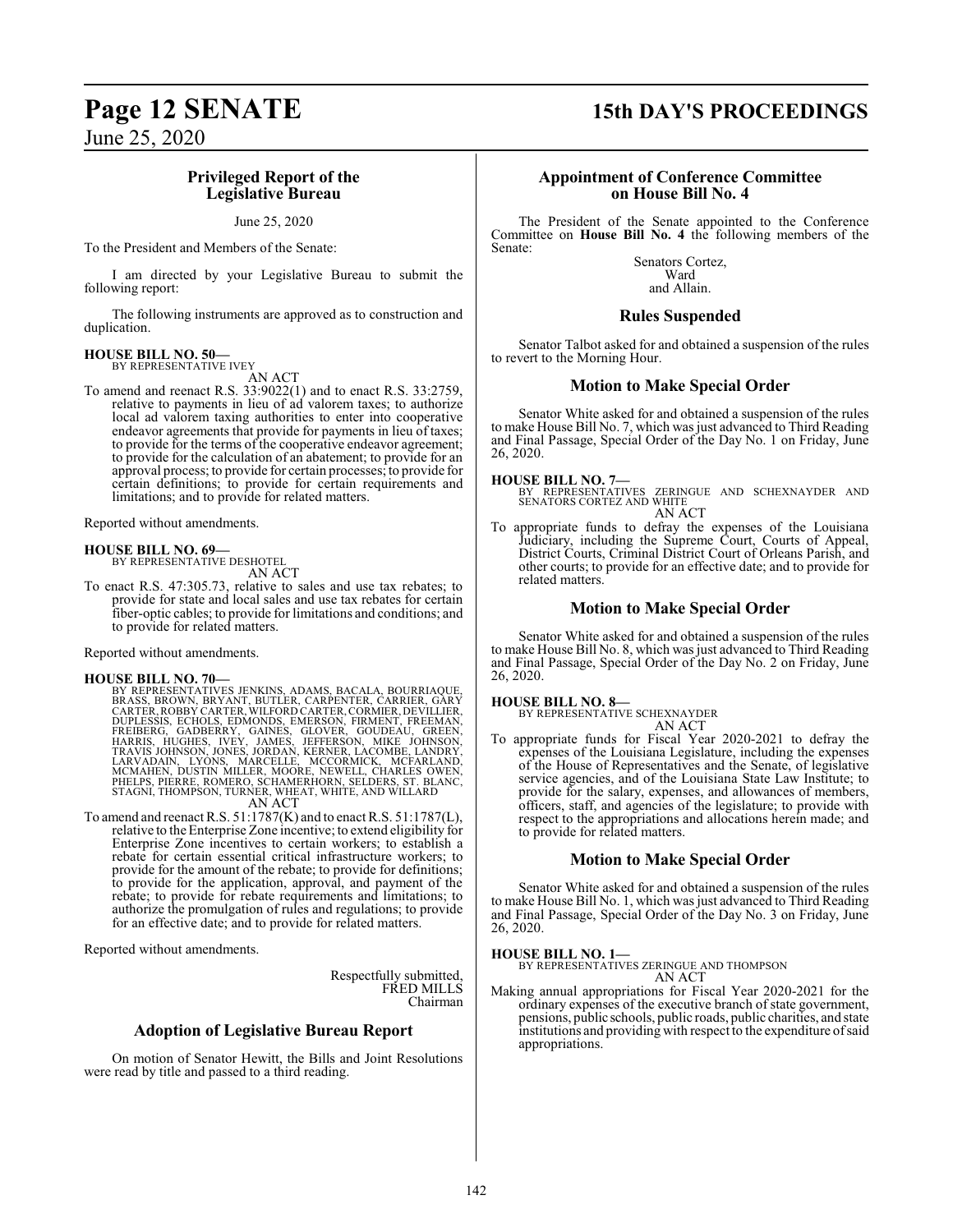## Privileged Report of the Legislative Bureau

June 25, 2020

To the President and Members of the Senate:

I am directed by your Legislative Bureau to submit the following report:

The following instruments are approved as to construction and duplication.

**HOUSE BILL NO. 50—**
BY REPRESENTATIVE IVEY
AN ACT

To amend and reenact R.S. 33:9022(1) and to enact R.S. 33:2759, relative to payments in lieu of ad valorem taxes; to authorize local ad valorem taxing authorities to enter into cooperative endeavor agreements that provide for payments in lieu of taxes; to provide for the terms of the cooperative endeavor agreement; to provide for the calculation of an abatement; to provide for an approval process; to provide for certain processes; to provide for certain definitions; to provide for certain requirements and limitations; and to provide for related matters.

Reported without amendments.

**HOUSE BILL NO. 69—**
BY REPRESENTATIVE DESHOTEL
AN ACT

To enact R.S. 47:305.73, relative to sales and use tax rebates; to provide for state and local sales and use tax rebates for certain fiber-optic cables; to provide for limitations and conditions; and to provide for related matters.

Reported without amendments.

**HOUSE BILL NO. 70—**
BY REPRESENTATIVES JENKINS, ADAMS, BACALA, BOURRIAQUE, BRASS, BROWN, BRYANT, BUTLER, CARPENTER, CARRIER, GARY CARTER, ROBBY CARTER, WILFORD CARTER, CORMIER, DEVILLIER, DUPLESSIS, ECHOLS, EDMONDS, EMERSON, FIRMENT, FREEMAN, FREIBERG, GADBERRY, GAINES, GLOVER, GOUDEAU, GREEN, HARRIS, HUGHES, IVEY, JAMES, JEFFERSON, MIKE JOHNSON, TRAVIS JOHNSON, JONES, JORDAN, KERNER, LACOMBE, LANDRY, LARVADAIN, LYONS, MARCELLE, MCCORMICK, MCFARLAND, MCMAHEN, DUSTIN MILLER, MOORE, NEWELL, CHARLES OWEN, PHELPS, PIERRE, ROMERO, SCHAMERHORN, SELDERS, ST. BLANC, STAGNI, THOMPSON, TURNER, WHEAT, WHITE, AND WILLARD
AN ACT

To amend and reenact R.S. 51:1787(K) and to enact R.S. 51:1787(L), relative to the Enterprise Zone incentive; to extend eligibility for Enterprise Zone incentives to certain workers; to establish a rebate for certain essential critical infrastructure workers; to provide for the amount of the rebate; to provide for definitions; to provide for the application, approval, and payment of the rebate; to provide for rebate requirements and limitations; to authorize the promulgation of rules and regulations; to provide for an effective date; and to provide for related matters.

Reported without amendments.

Respectfully submitted,
FRED MILLS
Chairman

## Adoption of Legislative Bureau Report

On motion of Senator Hewitt, the Bills and Joint Resolutions were read by title and passed to a third reading.

## Appointment of Conference Committee on House Bill No. 4

The President of the Senate appointed to the Conference Committee on **House Bill No. 4** the following members of the Senate:

Senators Cortez,
Ward
and Allain.

## Rules Suspended

Senator Talbot asked for and obtained a suspension of the rules to revert to the Morning Hour.

## Motion to Make Special Order

Senator White asked for and obtained a suspension of the rules to make House Bill No. 7, which was just advanced to Third Reading and Final Passage, Special Order of the Day No. 1 on Friday, June 26, 2020.

**HOUSE BILL NO. 7—**
BY REPRESENTATIVES ZERINGUE AND SCHEXNAYDER AND SENATORS CORTEZ AND WHITE
AN ACT

To appropriate funds to defray the expenses of the Louisiana Judiciary, including the Supreme Court, Courts of Appeal, District Courts, Criminal District Court of Orleans Parish, and other courts; to provide for an effective date; and to provide for related matters.

## Motion to Make Special Order

Senator White asked for and obtained a suspension of the rules to make House Bill No. 8, which was just advanced to Third Reading and Final Passage, Special Order of the Day No. 2 on Friday, June 26, 2020.

**HOUSE BILL NO. 8—**
BY REPRESENTATIVE SCHEXNAYDER
AN ACT

To appropriate funds for Fiscal Year 2020-2021 to defray the expenses of the Louisiana Legislature, including the expenses of the House of Representatives and the Senate, of legislative service agencies, and of the Louisiana State Law Institute; to provide for the salary, expenses, and allowances of members, officers, staff, and agencies of the legislature; to provide with respect to the appropriations and allocations herein made; and to provide for related matters.

## Motion to Make Special Order

Senator White asked for and obtained a suspension of the rules to make House Bill No. 1, which was just advanced to Third Reading and Final Passage, Special Order of the Day No. 3 on Friday, June 26, 2020.

**HOUSE BILL NO. 1—**
BY REPRESENTATIVES ZERINGUE AND THOMPSON
AN ACT

Making annual appropriations for Fiscal Year 2020-2021 for the ordinary expenses of the executive branch of state government, pensions, public schools, public roads, public charities, and state institutions and providing with respect to the expenditure of said appropriations.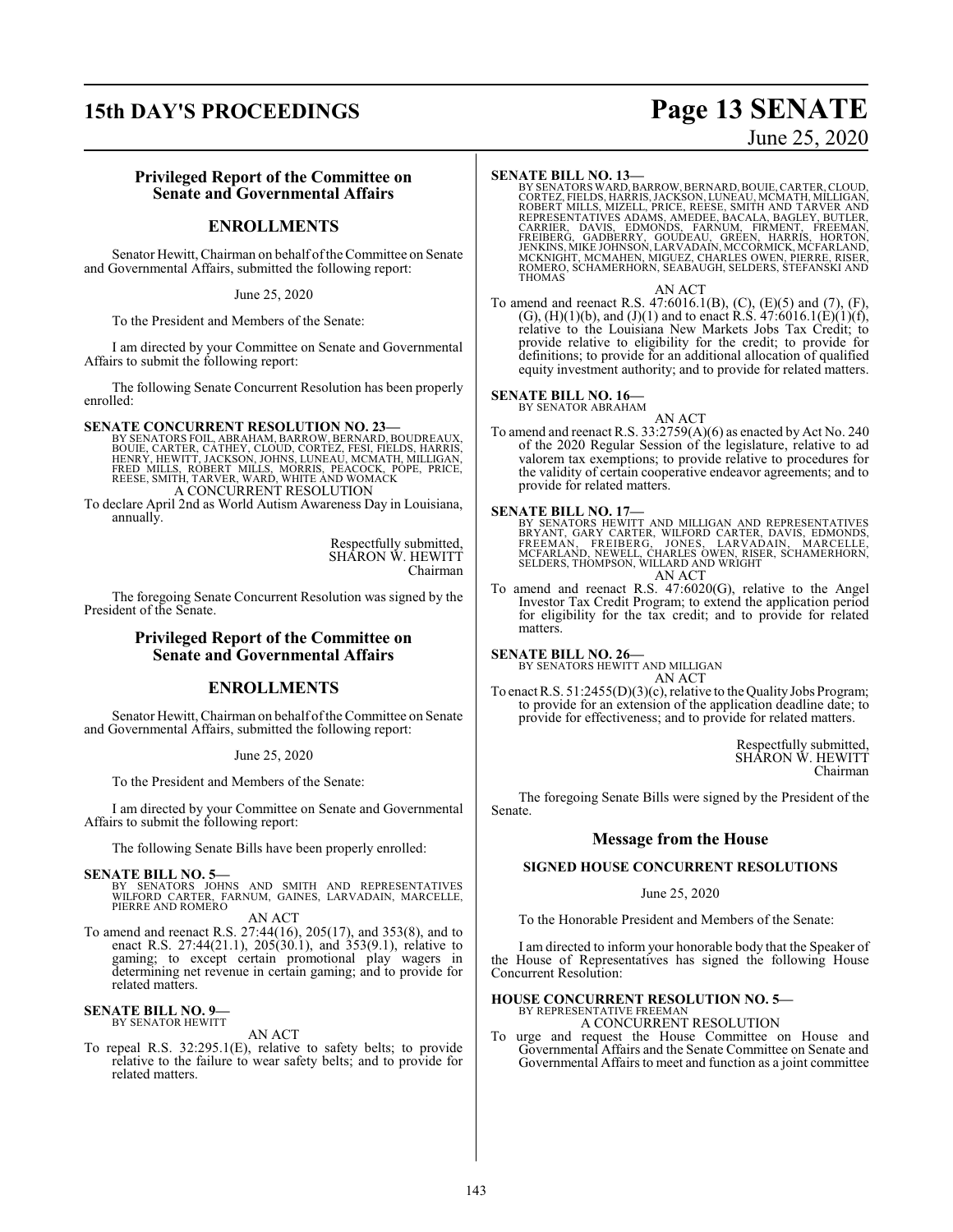## Privileged Report of the Committee on Senate and Governmental Affairs

## ENROLLMENTS

Senator Hewitt, Chairman on behalf of the Committee on Senate and Governmental Affairs, submitted the following report:

June 25, 2020

To the President and Members of the Senate:

I am directed by your Committee on Senate and Governmental Affairs to submit the following report:

The following Senate Concurrent Resolution has been properly enrolled:

**SENATE CONCURRENT RESOLUTION NO. 23—**
BY SENATORS FOIL, ABRAHAM, BARROW, BERNARD, BOUDREAUX, BOUIE, CARTER, CATHEY, CLOUD, CORTEZ, FESI, FIELDS, HARRIS, HENRY, HEWITT, JACKSON, JOHNS, LUNEAU, MCMATH, MILLIGAN, FRED MILLS, ROBERT MILLS, MORRIS, PEACOCK, POPE, PRICE, REESE, SMITH, TARVER, WARD, WHITE AND WOMACK
A CONCURRENT RESOLUTION
To declare April 2nd as World Autism Awareness Day in Louisiana, annually.

Respectfully submitted,
SHARON W. HEWITT
Chairman

The foregoing Senate Concurrent Resolution was signed by the President of the Senate.

## Privileged Report of the Committee on Senate and Governmental Affairs

## ENROLLMENTS

Senator Hewitt, Chairman on behalf of the Committee on Senate and Governmental Affairs, submitted the following report:

June 25, 2020

To the President and Members of the Senate:

I am directed by your Committee on Senate and Governmental Affairs to submit the following report:

The following Senate Bills have been properly enrolled:

**SENATE BILL NO. 5—**
BY SENATORS JOHNS AND SMITH AND REPRESENTATIVES WILFORD CARTER, FARNUM, GAINES, LARVADAIN, MARCELLE, PIERRE AND ROMERO
AN ACT
To amend and reenact R.S. 27:44(16), 205(17), and 353(8), and to enact R.S. 27:44(21.1), 205(30.1), and 353(9.1), relative to gaming; to except certain promotional play wagers in determining net revenue in certain gaming; and to provide for related matters.

**SENATE BILL NO. 9—**
BY SENATOR HEWITT
AN ACT
To repeal R.S. 32:295.1(E), relative to safety belts; to provide relative to the failure to wear safety belts; and to provide for related matters.

**SENATE BILL NO. 13—**
BY SENATORS WARD, BARROW, BERNARD, BOUIE, CARTER, CLOUD, CORTEZ, FIELDS, HARRIS, JACKSON, LUNEAU, MCMATH, MILLIGAN, ROBERT MILLS, MIZELL, PRICE, REESE, SMITH AND TARVER AND REPRESENTATIVES ADAMS, AMEDEE, BACALA, BAGLEY, BUTLER, CARRIER, DAVIS, EDMONDS, FARNUM, FIRMENT, FREEMAN, FREIBERG, GADBERRY, GOUDEAU, GREEN, HARRIS, HORTON, JENKINS, MIKE JOHNSON, LARVADAIN, MCCORMICK, MCFARLAND, MCKNIGHT, MCMAHEN, MIGUEZ, CHARLES OWEN, PIERRE, RISER, ROMERO, SCHAMERHORN, SEABAUGH, SELDERS, STEFANSKI AND THOMAS
AN ACT
To amend and reenact R.S. 47:6016.1(B), (C), (E)(5) and (7), (F), (G), (H)(1)(b), and (J)(1) and to enact R.S. 47:6016.1(E)(1)(f), relative to the Louisiana New Markets Jobs Tax Credit; to provide relative to eligibility for the credit; to provide for definitions; to provide for an additional allocation of qualified equity investment authority; and to provide for related matters.

**SENATE BILL NO. 16—**
BY SENATOR ABRAHAM
AN ACT
To amend and reenact R.S. 33:2759(A)(6) as enacted by Act No. 240 of the 2020 Regular Session of the legislature, relative to ad valorem tax exemptions; to provide relative to procedures for the validity of certain cooperative endeavor agreements; and to provide for related matters.

**SENATE BILL NO. 17—**
BY SENATORS HEWITT AND MILLIGAN AND REPRESENTATIVES BRYANT, GARY CARTER, WILFORD CARTER, DAVIS, EDMONDS, FREEMAN, FREIBERG, JONES, LARVADAIN, MARCELLE, MCFARLAND, NEWELL, CHARLES OWEN, RISER, SCHAMERHORN, SELDERS, THOMPSON, WILLARD AND WRIGHT
AN ACT
To amend and reenact R.S. 47:6020(G), relative to the Angel Investor Tax Credit Program; to extend the application period for eligibility for the tax credit; and to provide for related matters.

**SENATE BILL NO. 26—**
BY SENATORS HEWITT AND MILLIGAN
AN ACT
To enact R.S. 51:2455(D)(3)(c), relative to the Quality Jobs Program; to provide for an extension of the application deadline date; to provide for effectiveness; and to provide for related matters.

Respectfully submitted,
SHARON W. HEWITT
Chairman

The foregoing Senate Bills were signed by the President of the Senate.

## Message from the House

### SIGNED HOUSE CONCURRENT RESOLUTIONS

June 25, 2020

To the Honorable President and Members of the Senate:

I am directed to inform your honorable body that the Speaker of the House of Representatives has signed the following House Concurrent Resolution:

**HOUSE CONCURRENT RESOLUTION NO. 5—**
BY REPRESENTATIVE FREEMAN
A CONCURRENT RESOLUTION
To urge and request the House Committee on House and Governmental Affairs and the Senate Committee on Senate and Governmental Affairs to meet and function as a joint committee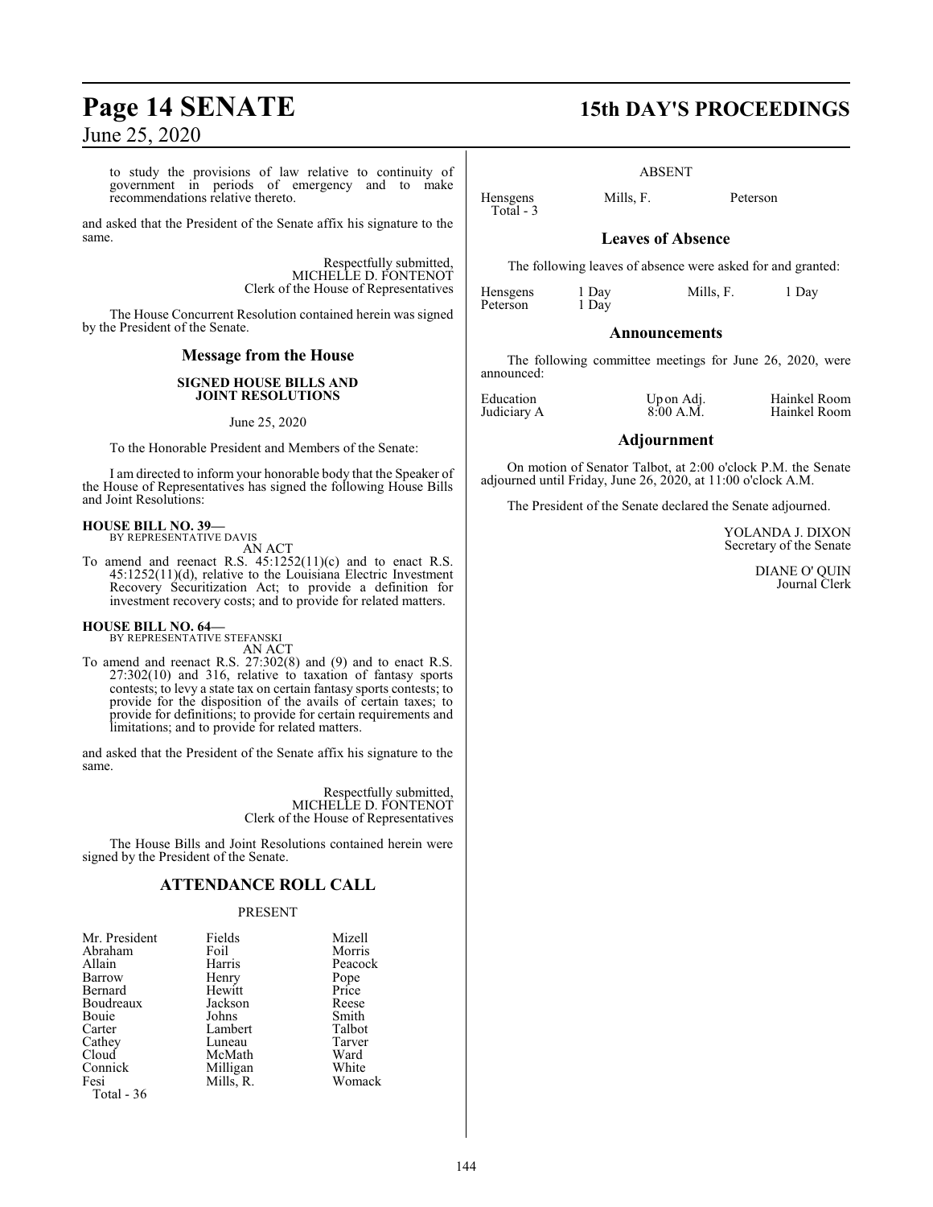to study the provisions of law relative to continuity of government in periods of emergency and to make recommendations relative thereto.

and asked that the President of the Senate affix his signature to the same.

Respectfully submitted,
MICHELLE D. FONTENOT
Clerk of the House of Representatives

The House Concurrent Resolution contained herein was signed by the President of the Senate.

## Message from the House

**SIGNED HOUSE BILLS AND JOINT RESOLUTIONS**

June 25, 2020

To the Honorable President and Members of the Senate:

I am directed to inform your honorable body that the Speaker of the House of Representatives has signed the following House Bills and Joint Resolutions:

**HOUSE BILL NO. 39—**
BY REPRESENTATIVE DAVIS
AN ACT
To amend and reenact R.S. 45:1252(11)(c) and to enact R.S. 45:1252(11)(d), relative to the Louisiana Electric Investment Recovery Securitization Act; to provide a definition for investment recovery costs; and to provide for related matters.

**HOUSE BILL NO. 64—**
BY REPRESENTATIVE STEFANSKI
AN ACT
To amend and reenact R.S. 27:302(8) and (9) and to enact R.S. 27:302(10) and 316, relative to taxation of fantasy sports contests; to levy a state tax on certain fantasy sports contests; to provide for the disposition of the avails of certain taxes; to provide for definitions; to provide for certain requirements and limitations; and to provide for related matters.

and asked that the President of the Senate affix his signature to the same.

Respectfully submitted,
MICHELLE D. FONTENOT
Clerk of the House of Representatives

The House Bills and Joint Resolutions contained herein were signed by the President of the Senate.

## ATTENDANCE ROLL CALL

PRESENT

| | | |
|---|---|---|
| Mr. President | Fields | Mizell |
| Abraham | Foil | Morris |
| Allain | Harris | Peacock |
| Barrow | Henry | Pope |
| Bernard | Hewitt | Price |
| Boudreaux | Jackson | Reese |
| Bouie | Johns | Smith |
| Carter | Lambert | Talbot |
| Cathey | Luneau | Tarver |
| Cloud | McMath | Ward |
| Connick | Milligan | White |
| Fesi | Mills, R. | Womack |

Total - 36

ABSENT

| | | |
|---|---|---|
| Hensgens | Mills, F. | Peterson |

Total - 3

## Leaves of Absence

The following leaves of absence were asked for and granted:

| | | | |
|---|---|---|---|
| Hensgens | 1 Day | Mills, F. | 1 Day |
| Peterson | 1 Day | | |

## Announcements

The following committee meetings for June 26, 2020, were announced:

| | | |
|---|---|---|
| Education | Upon Adj. | Hainkel Room |
| Judiciary A | 8:00 A.M. | Hainkel Room |

## Adjournment

On motion of Senator Talbot, at 2:00 o'clock P.M. the Senate adjourned until Friday, June 26, 2020, at 11:00 o'clock A.M.

The President of the Senate declared the Senate adjourned.

YOLANDA J. DIXON
Secretary of the Senate

DIANE O' QUIN
Journal Clerk